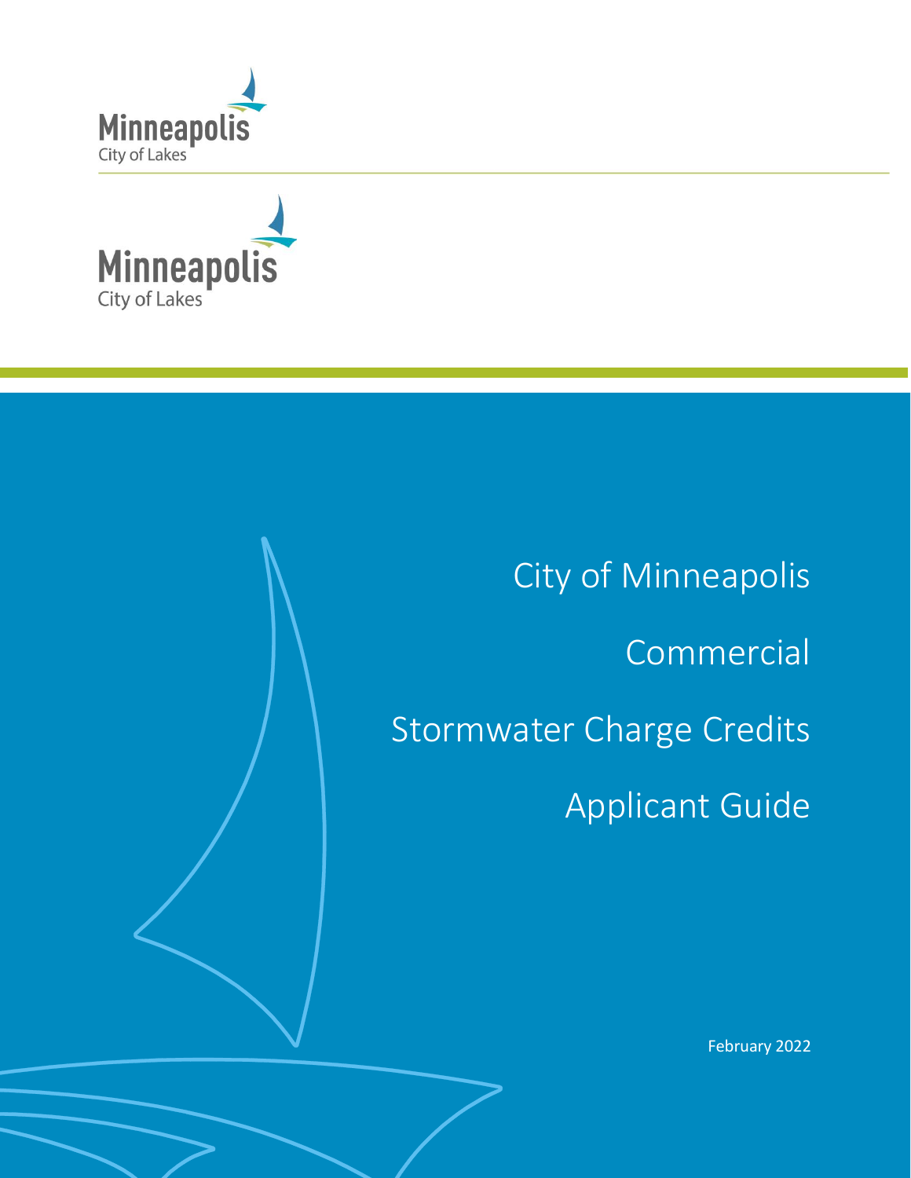Minneapolis
City of Lakes

Minneapolis
City of Lakes

# City of Minneapolis

# Commercial

# Stormwater Charge Credits

# Applicant Guide

February 2022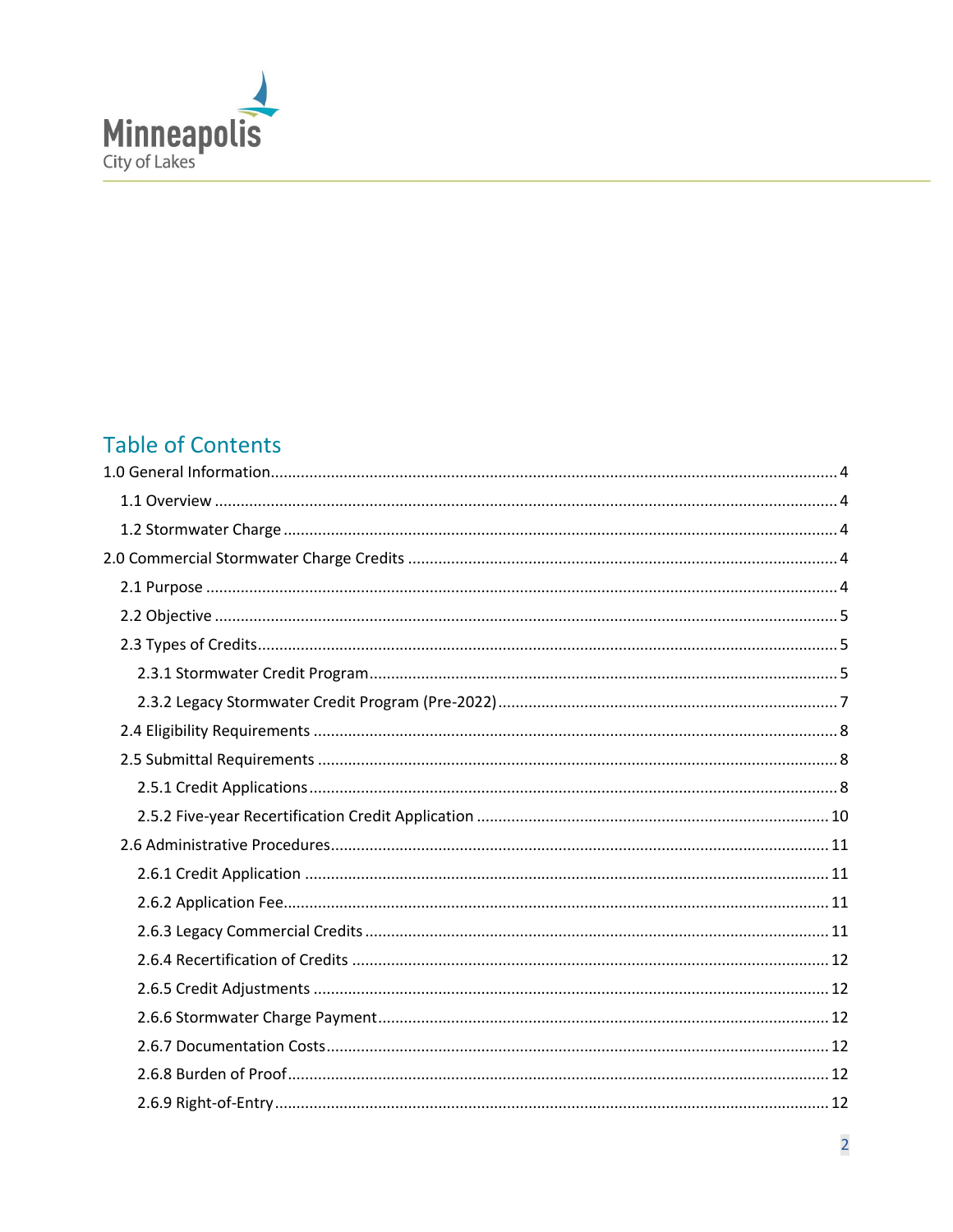Minneapolis
City of Lakes

## Table of Contents

- 1.0 General Information .......... 4
  - 1.1 Overview .......... 4
  - 1.2 Stormwater Charge .......... 4
- 2.0 Commercial Stormwater Charge Credits .......... 4
  - 2.1 Purpose .......... 4
  - 2.2 Objective .......... 5
  - 2.3 Types of Credits .......... 5
    - 2.3.1 Stormwater Credit Program .......... 5
    - 2.3.2 Legacy Stormwater Credit Program (Pre-2022) .......... 7
  - 2.4 Eligibility Requirements .......... 8
  - 2.5 Submittal Requirements .......... 8
    - 2.5.1 Credit Applications .......... 8
    - 2.5.2 Five-year Recertification Credit Application .......... 10
  - 2.6 Administrative Procedures .......... 11
    - 2.6.1 Credit Application .......... 11
    - 2.6.2 Application Fee .......... 11
    - 2.6.3 Legacy Commercial Credits .......... 11
    - 2.6.4 Recertification of Credits .......... 12
    - 2.6.5 Credit Adjustments .......... 12
    - 2.6.6 Stormwater Charge Payment .......... 12
    - 2.6.7 Documentation Costs .......... 12
    - 2.6.8 Burden of Proof .......... 12
    - 2.6.9 Right-of-Entry .......... 12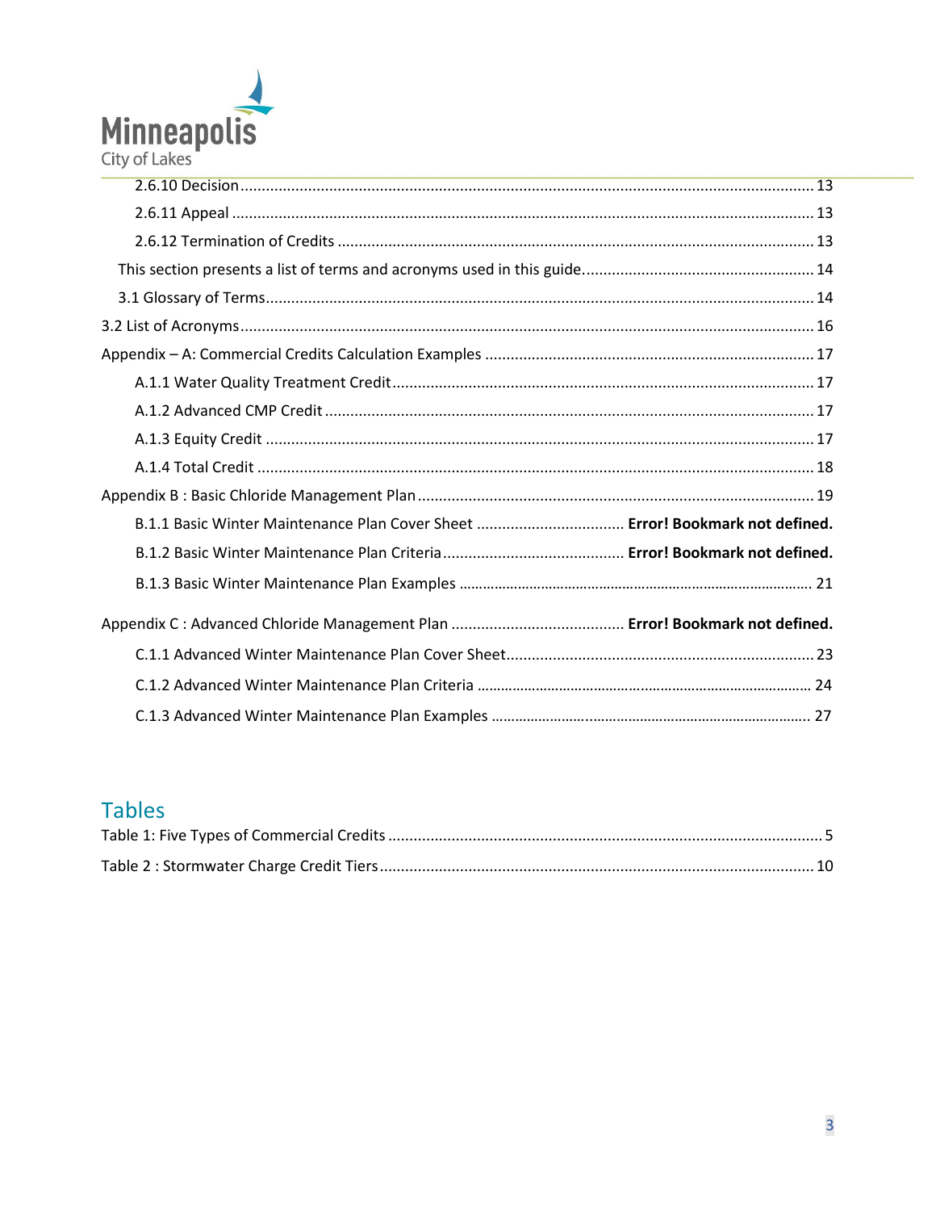2.6.10 Decision ........................................................................................................................... 13

2.6.11 Appeal ............................................................................................................................ 13

2.6.12 Termination of Credits .................................................................................................. 13

This section presents a list of terms and acronyms used in this guide. ........................................ 14

3.1 Glossary of Terms .................................................................................................................. 14

3.2 List of Acronyms ....................................................................................................................... 16

Appendix – A: Commercial Credits Calculation Examples ............................................................. 17

A.1.1 Water Quality Treatment Credit ..................................................................................... 17

A.1.2 Advanced CMP Credit .................................................................................................... 17

A.1.3 Equity Credit .................................................................................................................. 17

A.1.4 Total Credit .................................................................................................................... 18

Appendix B : Basic Chloride Management Plan ............................................................................. 19

B.1.1 Basic Winter Maintenance Plan Cover Sheet .................................. **Error! Bookmark not defined.**

B.1.2 Basic Winter Maintenance Plan Criteria .......................................... **Error! Bookmark not defined.**

B.1.3 Basic Winter Maintenance Plan Examples ......................................................................... 21

Appendix C : Advanced Chloride Management Plan ......................................... **Error! Bookmark not defined.**

C.1.1 Advanced Winter Maintenance Plan Cover Sheet ........................................................... 23

C.1.2 Advanced Winter Maintenance Plan Criteria .................................................................... 24

C.1.3 Advanced Winter Maintenance Plan Examples ................................................................ 27

## Tables

Table 1: Five Types of Commercial Credits ........................................................................................ 5

Table 2 : Stormwater Charge Credit Tiers ......................................................................................... 10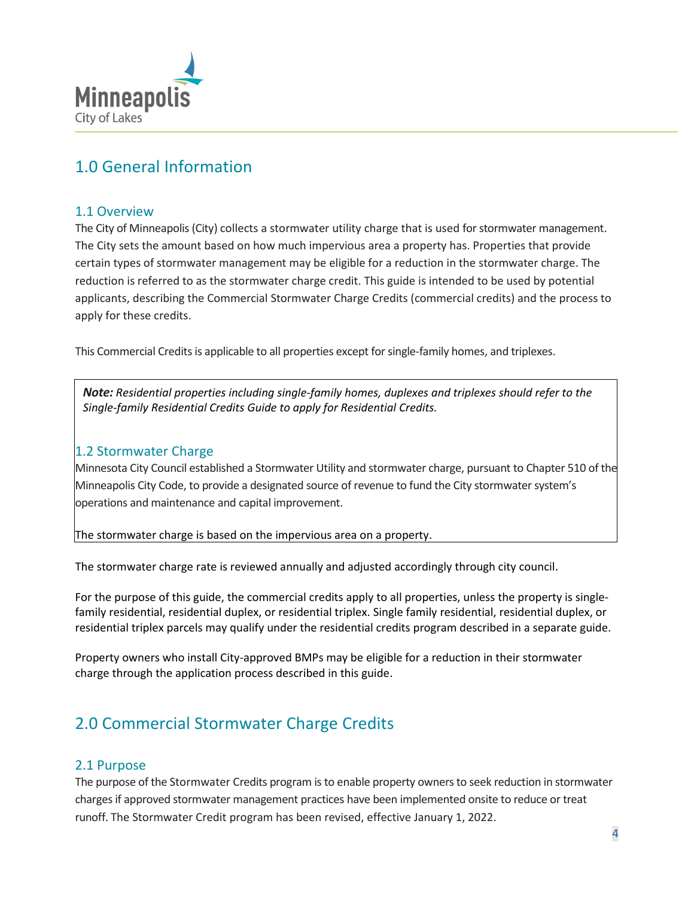# 1.0 General Information

## 1.1 Overview

The City of Minneapolis (City) collects a stormwater utility charge that is used for stormwater management. The City sets the amount based on how much impervious area a property has. Properties that provide certain types of stormwater management may be eligible for a reduction in the stormwater charge. The reduction is referred to as the stormwater charge credit. This guide is intended to be used by potential applicants, describing the Commercial Stormwater Charge Credits (commercial credits) and the process to apply for these credits.

This Commercial Credits is applicable to all properties except for single-family homes, and triplexes.

> ***Note:*** *Residential properties including single-family homes, duplexes and triplexes should refer to the Single-family Residential Credits Guide to apply for Residential Credits.*

## 1.2 Stormwater Charge

Minnesota City Council established a Stormwater Utility and stormwater charge, pursuant to Chapter 510 of the Minneapolis City Code, to provide a designated source of revenue to fund the City stormwater system's operations and maintenance and capital improvement.

The stormwater charge is based on the impervious area on a property.

The stormwater charge rate is reviewed annually and adjusted accordingly through city council.

For the purpose of this guide, the commercial credits apply to all properties, unless the property is single-family residential, residential duplex, or residential triplex. Single family residential, residential duplex, or residential triplex parcels may qualify under the residential credits program described in a separate guide.

Property owners who install City-approved BMPs may be eligible for a reduction in their stormwater charge through the application process described in this guide.

# 2.0 Commercial Stormwater Charge Credits

## 2.1 Purpose

The purpose of the Stormwater Credits program is to enable property owners to seek reduction in stormwater charges if approved stormwater management practices have been implemented onsite to reduce or treat runoff. The Stormwater Credit program has been revised, effective January 1, 2022.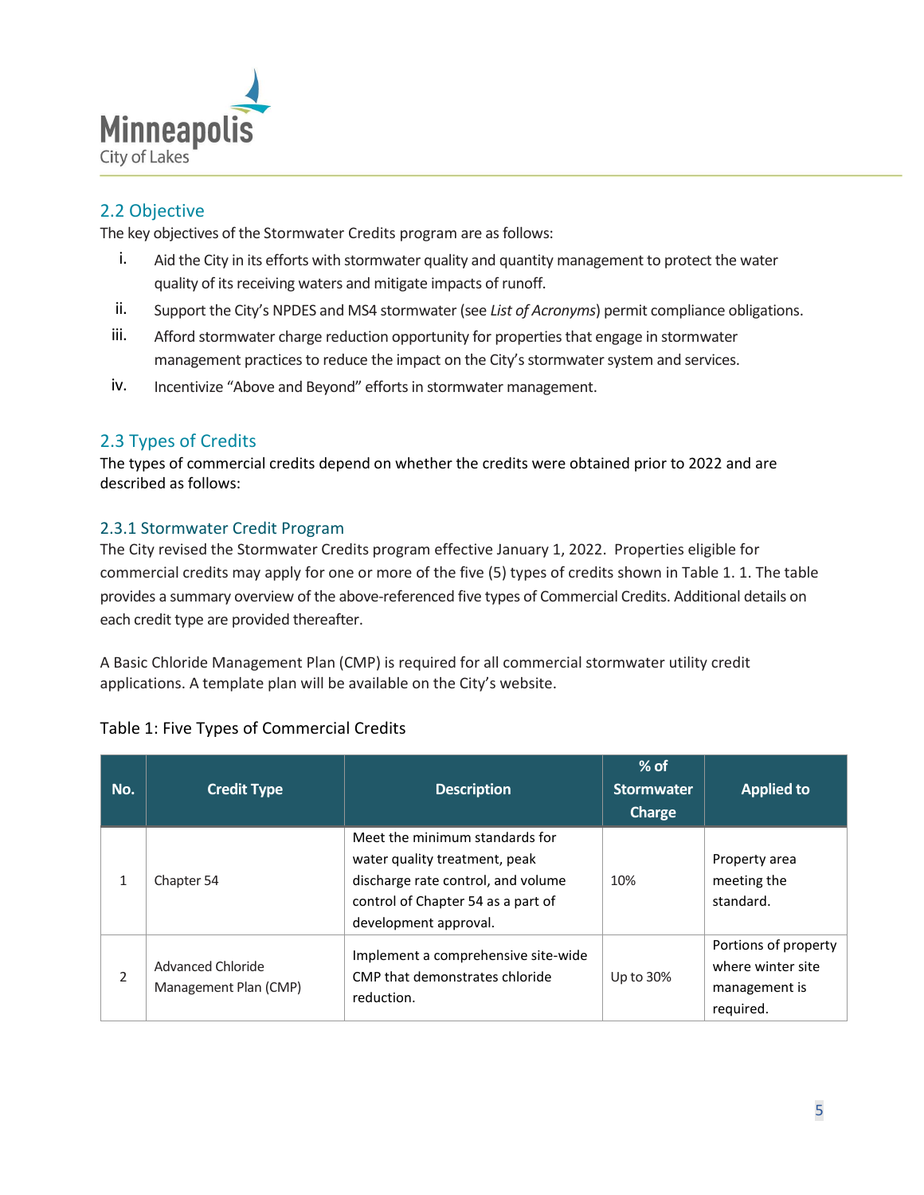## 2.2 Objective

The key objectives of the Stormwater Credits program are as follows:

i. Aid the City in its efforts with stormwater quality and quantity management to protect the water quality of its receiving waters and mitigate impacts of runoff.

ii. Support the City's NPDES and MS4 stormwater (see *List of Acronyms*) permit compliance obligations.

iii. Afford stormwater charge reduction opportunity for properties that engage in stormwater management practices to reduce the impact on the City's stormwater system and services.

iv. Incentivize "Above and Beyond" efforts in stormwater management.

## 2.3 Types of Credits

The types of commercial credits depend on whether the credits were obtained prior to 2022 and are described as follows:

### 2.3.1 Stormwater Credit Program

The City revised the Stormwater Credits program effective January 1, 2022. Properties eligible for commercial credits may apply for one or more of the five (5) types of credits shown in Table 1. 1. The table provides a summary overview of the above-referenced five types of Commercial Credits. Additional details on each credit type are provided thereafter.

A Basic Chloride Management Plan (CMP) is required for all commercial stormwater utility credit applications. A template plan will be available on the City's website.

Table 1: Five Types of Commercial Credits

| No. | Credit Type | Description | % of Stormwater Charge | Applied to |
|---|---|---|---|---|
| 1 | Chapter 54 | Meet the minimum standards for water quality treatment, peak discharge rate control, and volume control of Chapter 54 as a part of development approval. | 10% | Property area meeting the standard. |
| 2 | Advanced Chloride Management Plan (CMP) | Implement a comprehensive site-wide CMP that demonstrates chloride reduction. | Up to 30% | Portions of property where winter site management is required. |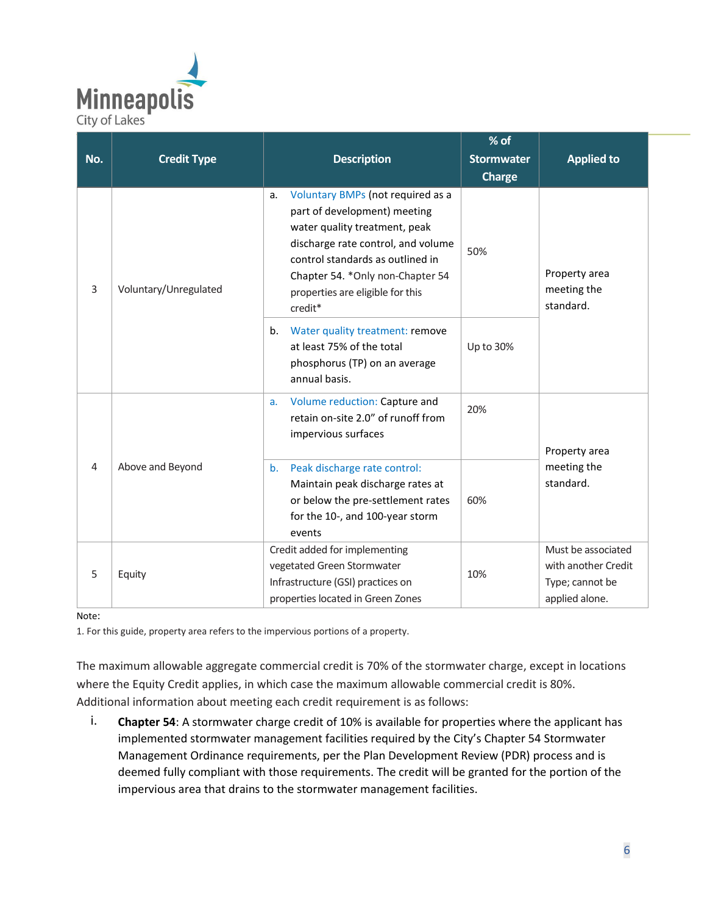| No. | Credit Type | Description | % of Stormwater Charge | Applied to |
|---|---|---|---|---|
| 3 | Voluntary/Unregulated | a. Voluntary BMPs (not required as a part of development) meeting water quality treatment, peak discharge rate control, and volume control standards as outlined in Chapter 54. *Only non-Chapter 54 properties are eligible for this credit* | 50% | Property area meeting the standard. |
| | | b. Water quality treatment: remove at least 75% of the total phosphorus (TP) on an average annual basis. | Up to 30% | |
| 4 | Above and Beyond | a. Volume reduction: Capture and retain on-site 2.0" of runoff from impervious surfaces | 20% | Property area meeting the standard. |
| | | b. Peak discharge rate control: Maintain peak discharge rates at or below the pre-settlement rates for the 10-, and 100-year storm events | 60% | |
| 5 | Equity | Credit added for implementing vegetated Green Stormwater Infrastructure (GSI) practices on properties located in Green Zones | 10% | Must be associated with another Credit Type; cannot be applied alone. |

Note:

1. For this guide, property area refers to the impervious portions of a property.

The maximum allowable aggregate commercial credit is 70% of the stormwater charge, except in locations where the Equity Credit applies, in which case the maximum allowable commercial credit is 80%. Additional information about meeting each credit requirement is as follows:

i. **Chapter 54**: A stormwater charge credit of 10% is available for properties where the applicant has implemented stormwater management facilities required by the City's Chapter 54 Stormwater Management Ordinance requirements, per the Plan Development Review (PDR) process and is deemed fully compliant with those requirements. The credit will be granted for the portion of the impervious area that drains to the stormwater management facilities.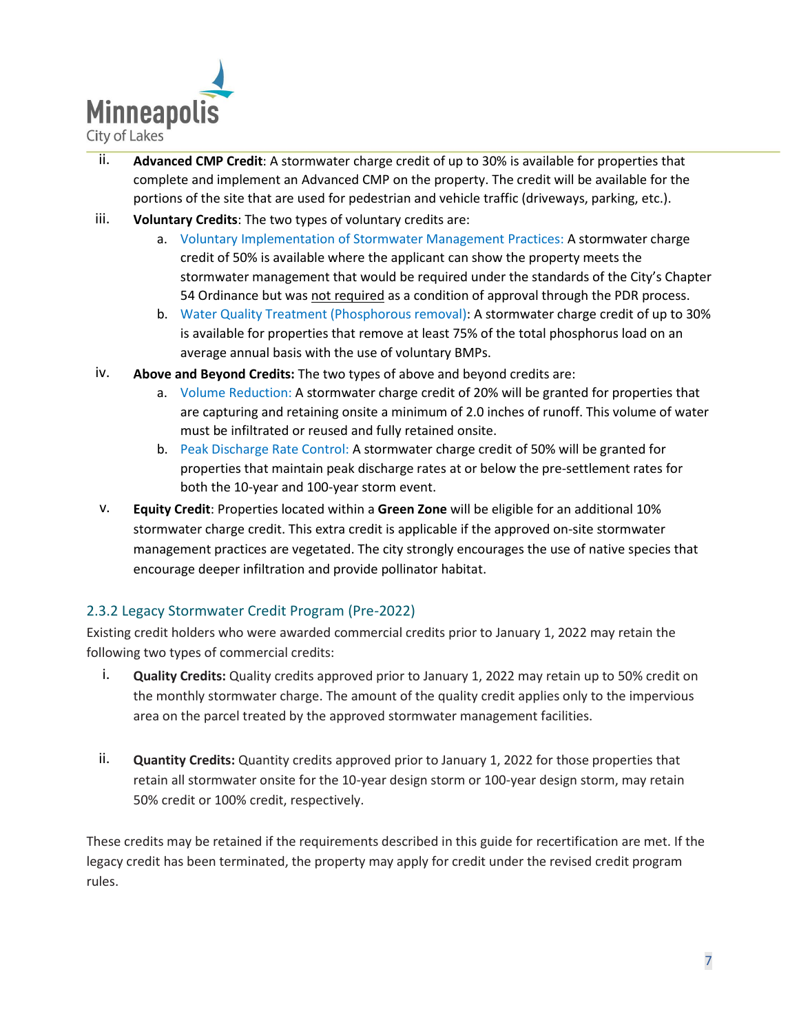ii. **Advanced CMP Credit**: A stormwater charge credit of up to 30% is available for properties that complete and implement an Advanced CMP on the property. The credit will be available for the portions of the site that are used for pedestrian and vehicle traffic (driveways, parking, etc.).

iii. **Voluntary Credits**: The two types of voluntary credits are:

   a. Voluntary Implementation of Stormwater Management Practices: A stormwater charge credit of 50% is available where the applicant can show the property meets the stormwater management that would be required under the standards of the City's Chapter 54 Ordinance but was <u>not required</u> as a condition of approval through the PDR process.

   b. Water Quality Treatment (Phosphorous removal): A stormwater charge credit of up to 30% is available for properties that remove at least 75% of the total phosphorus load on an average annual basis with the use of voluntary BMPs.

iv. **Above and Beyond Credits:** The two types of above and beyond credits are:

   a. Volume Reduction: A stormwater charge credit of 20% will be granted for properties that are capturing and retaining onsite a minimum of 2.0 inches of runoff. This volume of water must be infiltrated or reused and fully retained onsite.

   b. Peak Discharge Rate Control: A stormwater charge credit of 50% will be granted for properties that maintain peak discharge rates at or below the pre-settlement rates for both the 10-year and 100-year storm event.

v. **Equity Credit**: Properties located within a **Green Zone** will be eligible for an additional 10% stormwater charge credit. This extra credit is applicable if the approved on-site stormwater management practices are vegetated. The city strongly encourages the use of native species that encourage deeper infiltration and provide pollinator habitat.

### 2.3.2 Legacy Stormwater Credit Program (Pre-2022)

Existing credit holders who were awarded commercial credits prior to January 1, 2022 may retain the following two types of commercial credits:

i. **Quality Credits:** Quality credits approved prior to January 1, 2022 may retain up to 50% credit on the monthly stormwater charge. The amount of the quality credit applies only to the impervious area on the parcel treated by the approved stormwater management facilities.

ii. **Quantity Credits:** Quantity credits approved prior to January 1, 2022 for those properties that retain all stormwater onsite for the 10-year design storm or 100-year design storm, may retain 50% credit or 100% credit, respectively.

These credits may be retained if the requirements described in this guide for recertification are met. If the legacy credit has been terminated, the property may apply for credit under the revised credit program rules.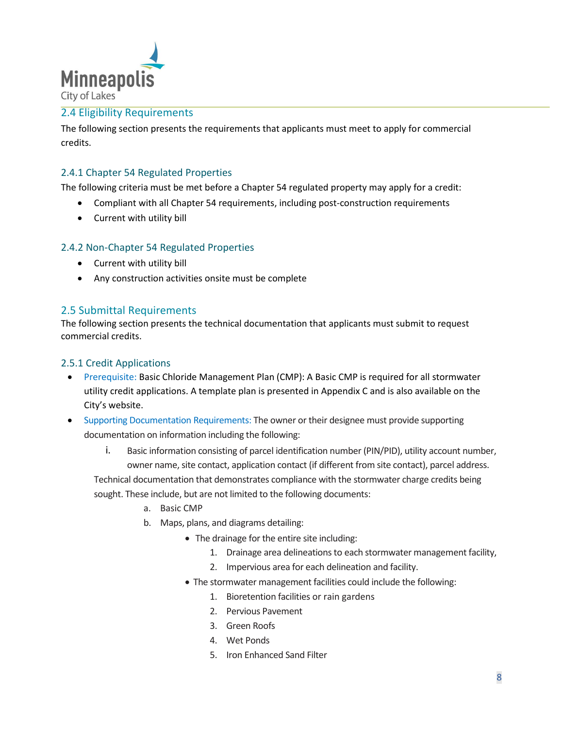## 2.4 Eligibility Requirements

The following section presents the requirements that applicants must meet to apply for commercial credits.

### 2.4.1 Chapter 54 Regulated Properties

The following criteria must be met before a Chapter 54 regulated property may apply for a credit:

- Compliant with all Chapter 54 requirements, including post-construction requirements
- Current with utility bill

### 2.4.2 Non-Chapter 54 Regulated Properties

- Current with utility bill
- Any construction activities onsite must be complete

## 2.5 Submittal Requirements

The following section presents the technical documentation that applicants must submit to request commercial credits.

### 2.5.1 Credit Applications

- Prerequisite: Basic Chloride Management Plan (CMP): A Basic CMP is required for all stormwater utility credit applications. A template plan is presented in Appendix C and is also available on the City's website.
- Supporting Documentation Requirements: The owner or their designee must provide supporting documentation on information including the following:

  i. Basic information consisting of parcel identification number (PIN/PID), utility account number, owner name, site contact, application contact (if different from site contact), parcel address.

  Technical documentation that demonstrates compliance with the stormwater charge credits being sought. These include, but are not limited to the following documents:

  a. Basic CMP
  b. Maps, plans, and diagrams detailing:
     - The drainage for the entire site including:
       1. Drainage area delineations to each stormwater management facility,
       2. Impervious area for each delineation and facility.
     - The stormwater management facilities could include the following:
       1. Bioretention facilities or rain gardens
       2. Pervious Pavement
       3. Green Roofs
       4. Wet Ponds
       5. Iron Enhanced Sand Filter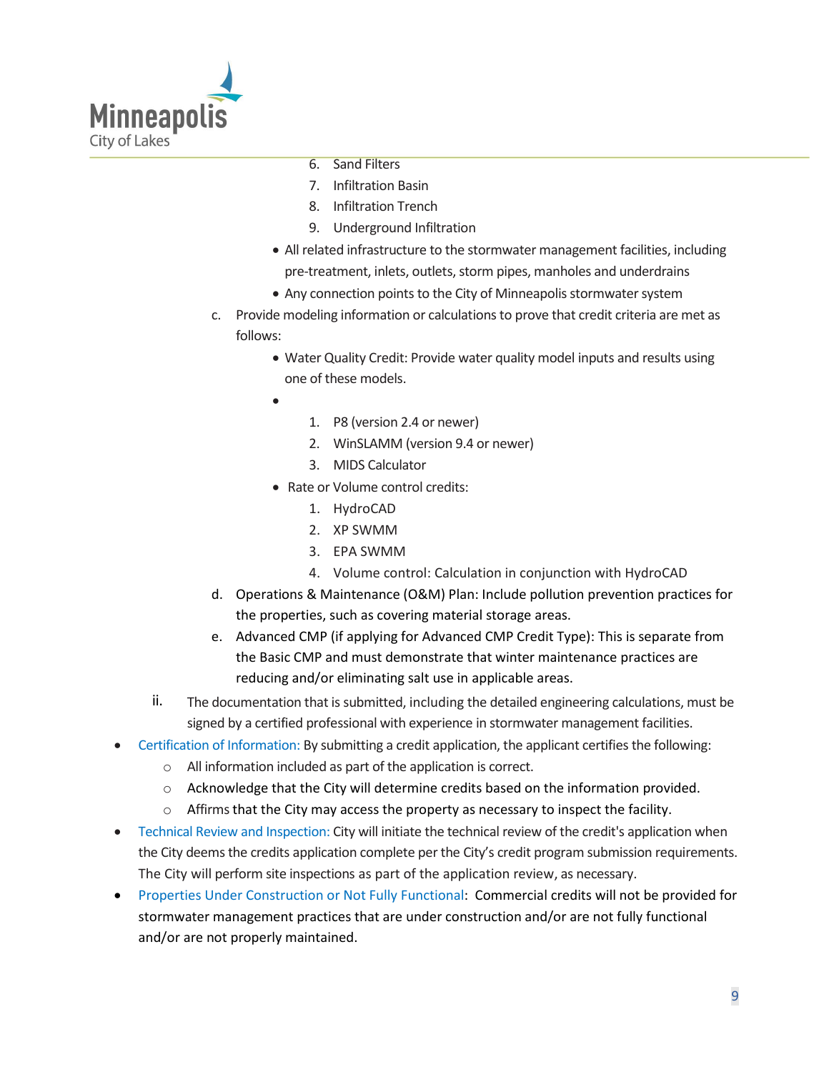6. Sand Filters
7. Infiltration Basin
8. Infiltration Trench
9. Underground Infiltration

- All related infrastructure to the stormwater management facilities, including pre-treatment, inlets, outlets, storm pipes, manholes and underdrains
- Any connection points to the City of Minneapolis stormwater system

c. Provide modeling information or calculations to prove that credit criteria are met as follows:

- Water Quality Credit: Provide water quality model inputs and results using one of these models.
- 
    1. P8 (version 2.4 or newer)
    2. WinSLAMM (version 9.4 or newer)
    3. MIDS Calculator
- Rate or Volume control credits:
    1. HydroCAD
    2. XP SWMM
    3. EPA SWMM
    4. Volume control: Calculation in conjunction with HydroCAD

d. Operations & Maintenance (O&M) Plan: Include pollution prevention practices for the properties, such as covering material storage areas.

e. Advanced CMP (if applying for Advanced CMP Credit Type): This is separate from the Basic CMP and must demonstrate that winter maintenance practices are reducing and/or eliminating salt use in applicable areas.

ii. The documentation that is submitted, including the detailed engineering calculations, must be signed by a certified professional with experience in stormwater management facilities.

- Certification of Information: By submitting a credit application, the applicant certifies the following:
    - All information included as part of the application is correct.
    - Acknowledge that the City will determine credits based on the information provided.
    - Affirms that the City may access the property as necessary to inspect the facility.
- Technical Review and Inspection: City will initiate the technical review of the credit's application when the City deems the credits application complete per the City's credit program submission requirements. The City will perform site inspections as part of the application review, as necessary.
- Properties Under Construction or Not Fully Functional: Commercial credits will not be provided for stormwater management practices that are under construction and/or are not fully functional and/or are not properly maintained.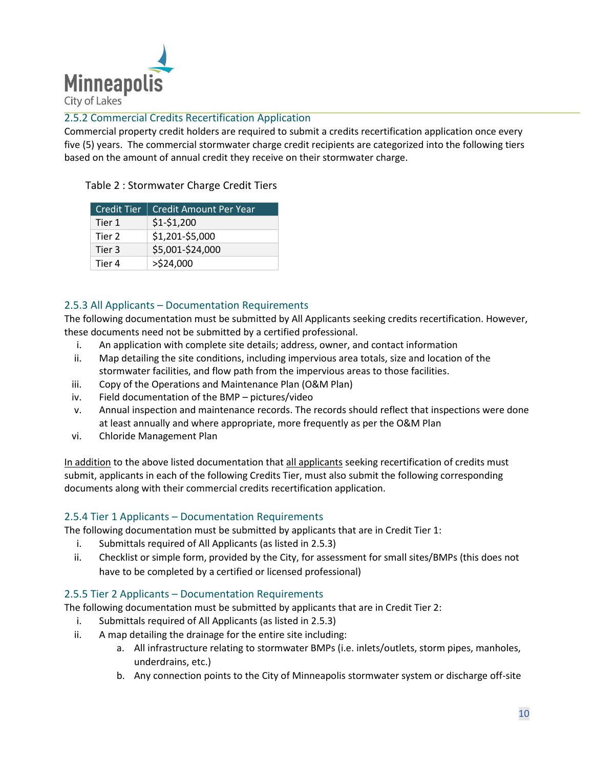### 2.5.2 Commercial Credits Recertification Application

Commercial property credit holders are required to submit a credits recertification application once every five (5) years. The commercial stormwater charge credit recipients are categorized into the following tiers based on the amount of annual credit they receive on their stormwater charge.

Table 2 : Stormwater Charge Credit Tiers

| Credit Tier | Credit Amount Per Year |
|---|---|
| Tier 1 | $1-$1,200 |
| Tier 2 | $1,201-$5,000 |
| Tier 3 | $5,001-$24,000 |
| Tier 4 | >$24,000 |

### 2.5.3 All Applicants – Documentation Requirements

The following documentation must be submitted by All Applicants seeking credits recertification. However, these documents need not be submitted by a certified professional.

i. An application with complete site details; address, owner, and contact information
ii. Map detailing the site conditions, including impervious area totals, size and location of the stormwater facilities, and flow path from the impervious areas to those facilities.
iii. Copy of the Operations and Maintenance Plan (O&M Plan)
iv. Field documentation of the BMP – pictures/video
v. Annual inspection and maintenance records. The records should reflect that inspections were done at least annually and where appropriate, more frequently as per the O&M Plan
vi. Chloride Management Plan

<u>In addition</u> to the above listed documentation that <u>all applicants</u> seeking recertification of credits must submit, applicants in each of the following Credits Tier, must also submit the following corresponding documents along with their commercial credits recertification application.

### 2.5.4 Tier 1 Applicants – Documentation Requirements

The following documentation must be submitted by applicants that are in Credit Tier 1:

i. Submittals required of All Applicants (as listed in 2.5.3)
ii. Checklist or simple form, provided by the City, for assessment for small sites/BMPs (this does not have to be completed by a certified or licensed professional)

### 2.5.5 Tier 2 Applicants – Documentation Requirements

The following documentation must be submitted by applicants that are in Credit Tier 2:

i. Submittals required of All Applicants (as listed in 2.5.3)
ii. A map detailing the drainage for the entire site including:
   a. All infrastructure relating to stormwater BMPs (i.e. inlets/outlets, storm pipes, manholes, underdrains, etc.)
   b. Any connection points to the City of Minneapolis stormwater system or discharge off-site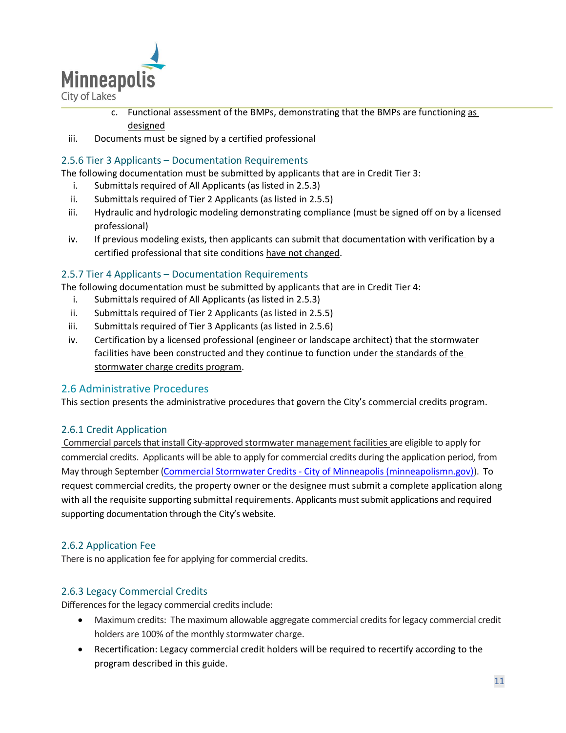c. Functional assessment of the BMPs, demonstrating that the BMPs are functioning as designed

iii. Documents must be signed by a certified professional

### 2.5.6 Tier 3 Applicants – Documentation Requirements

The following documentation must be submitted by applicants that are in Credit Tier 3:

i. Submittals required of All Applicants (as listed in 2.5.3)
ii. Submittals required of Tier 2 Applicants (as listed in 2.5.5)
iii. Hydraulic and hydrologic modeling demonstrating compliance (must be signed off on by a licensed professional)
iv. If previous modeling exists, then applicants can submit that documentation with verification by a certified professional that site conditions have not changed.

### 2.5.7 Tier 4 Applicants – Documentation Requirements

The following documentation must be submitted by applicants that are in Credit Tier 4:

i. Submittals required of All Applicants (as listed in 2.5.3)
ii. Submittals required of Tier 2 Applicants (as listed in 2.5.5)
iii. Submittals required of Tier 3 Applicants (as listed in 2.5.6)
iv. Certification by a licensed professional (engineer or landscape architect) that the stormwater facilities have been constructed and they continue to function under the standards of the stormwater charge credits program.

## 2.6 Administrative Procedures

This section presents the administrative procedures that govern the City's commercial credits program.

### 2.6.1 Credit Application

Commercial parcels that install City-approved stormwater management facilities are eligible to apply for commercial credits. Applicants will be able to apply for commercial credits during the application period, from May through September ([Commercial Stormwater Credits - City of Minneapolis (minneapolismn.gov)](https://www.minneapolismn.gov)). To request commercial credits, the property owner or the designee must submit a complete application along with all the requisite supporting submittal requirements. Applicants must submit applications and required supporting documentation through the City's website.

### 2.6.2 Application Fee

There is no application fee for applying for commercial credits.

### 2.6.3 Legacy Commercial Credits

Differences for the legacy commercial credits include:

- Maximum credits: The maximum allowable aggregate commercial credits for legacy commercial credit holders are 100% of the monthly stormwater charge.
- Recertification: Legacy commercial credit holders will be required to recertify according to the program described in this guide.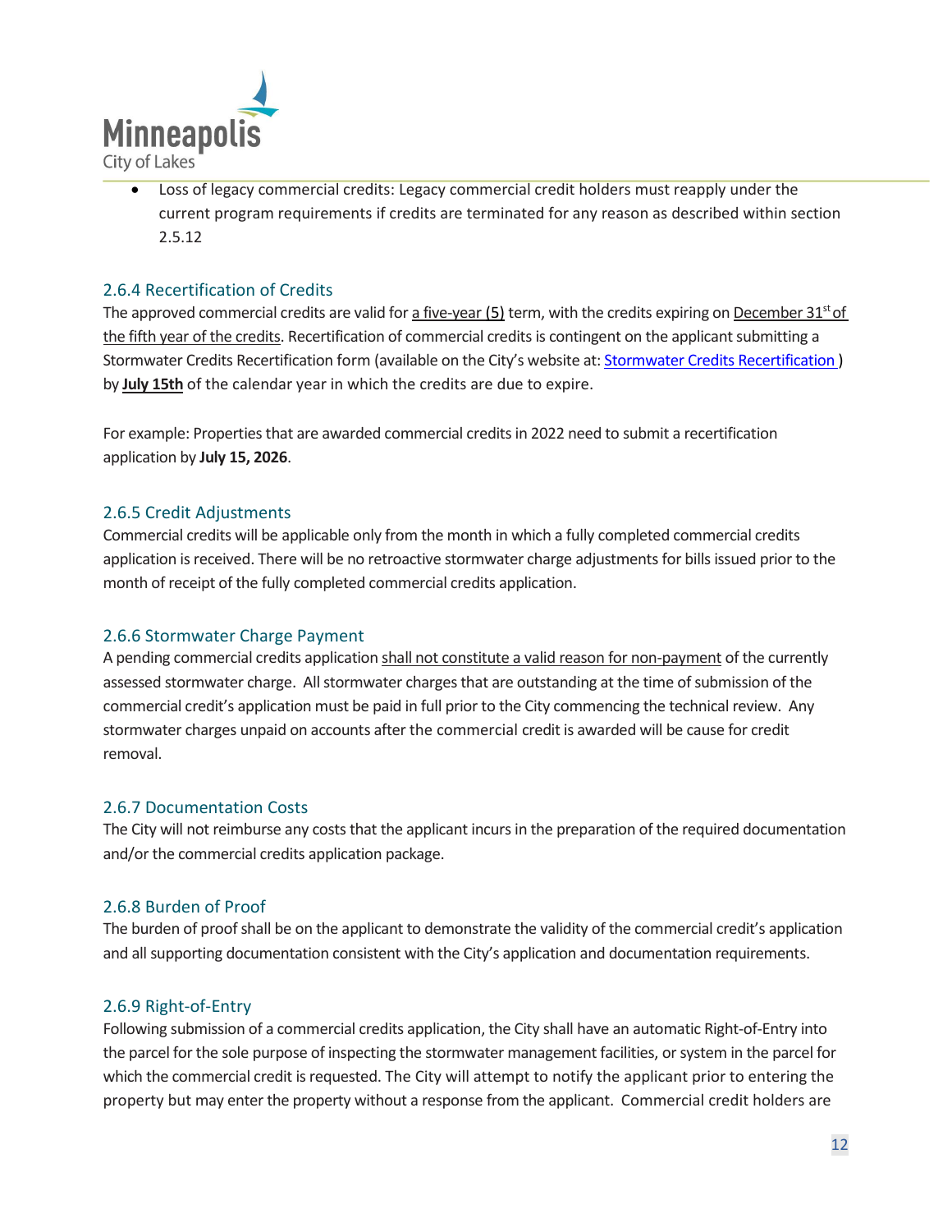- Loss of legacy commercial credits: Legacy commercial credit holders must reapply under the current program requirements if credits are terminated for any reason as described within section 2.5.12

### 2.6.4 Recertification of Credits

The approved commercial credits are valid for a five-year (5) term, with the credits expiring on December 31st of the fifth year of the credits. Recertification of commercial credits is contingent on the applicant submitting a Stormwater Credits Recertification form (available on the City's website at: [Stormwater Credits Recertification](#)) by **July 15th** of the calendar year in which the credits are due to expire.

For example: Properties that are awarded commercial credits in 2022 need to submit a recertification application by **July 15, 2026**.

### 2.6.5 Credit Adjustments

Commercial credits will be applicable only from the month in which a fully completed commercial credits application is received. There will be no retroactive stormwater charge adjustments for bills issued prior to the month of receipt of the fully completed commercial credits application.

### 2.6.6 Stormwater Charge Payment

A pending commercial credits application shall not constitute a valid reason for non-payment of the currently assessed stormwater charge. All stormwater charges that are outstanding at the time of submission of the commercial credit's application must be paid in full prior to the City commencing the technical review. Any stormwater charges unpaid on accounts after the commercial credit is awarded will be cause for credit removal.

### 2.6.7 Documentation Costs

The City will not reimburse any costs that the applicant incurs in the preparation of the required documentation and/or the commercial credits application package.

### 2.6.8 Burden of Proof

The burden of proof shall be on the applicant to demonstrate the validity of the commercial credit's application and all supporting documentation consistent with the City's application and documentation requirements.

### 2.6.9 Right-of-Entry

Following submission of a commercial credits application, the City shall have an automatic Right-of-Entry into the parcel for the sole purpose of inspecting the stormwater management facilities, or system in the parcel for which the commercial credit is requested. The City will attempt to notify the applicant prior to entering the property but may enter the property without a response from the applicant. Commercial credit holders are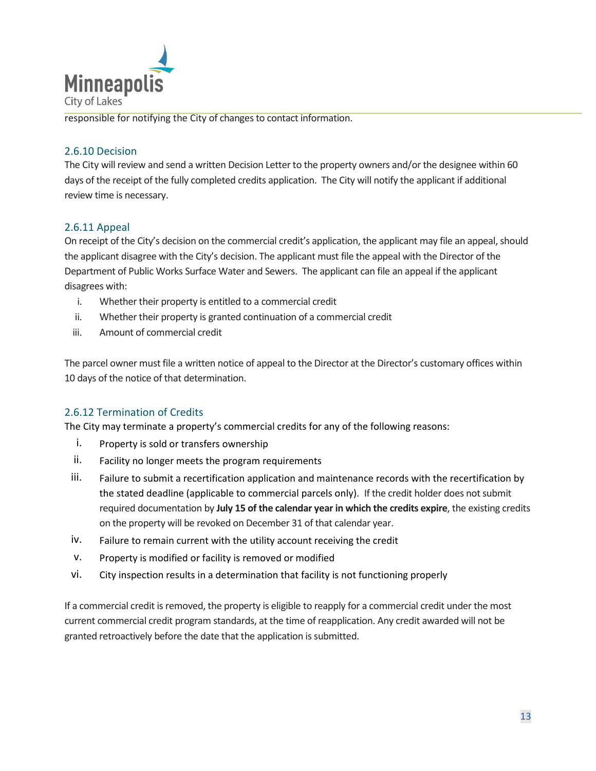responsible for notifying the City of changes to contact information.

### 2.6.10 Decision

The City will review and send a written Decision Letter to the property owners and/or the designee within 60 days of the receipt of the fully completed credits application. The City will notify the applicant if additional review time is necessary.

### 2.6.11 Appeal

On receipt of the City's decision on the commercial credit's application, the applicant may file an appeal, should the applicant disagree with the City's decision. The applicant must file the appeal with the Director of the Department of Public Works Surface Water and Sewers. The applicant can file an appeal if the applicant disagrees with:

- i. Whether their property is entitled to a commercial credit
- ii. Whether their property is granted continuation of a commercial credit
- iii. Amount of commercial credit

The parcel owner must file a written notice of appeal to the Director at the Director's customary offices within 10 days of the notice of that determination.

### 2.6.12 Termination of Credits

The City may terminate a property's commercial credits for any of the following reasons:

- i. Property is sold or transfers ownership
- ii. Facility no longer meets the program requirements
- iii. Failure to submit a recertification application and maintenance records with the recertification by the stated deadline (applicable to commercial parcels only). If the credit holder does not submit required documentation by **July 15 of the calendar year in which the credits expire**, the existing credits on the property will be revoked on December 31 of that calendar year.
- iv. Failure to remain current with the utility account receiving the credit
- v. Property is modified or facility is removed or modified
- vi. City inspection results in a determination that facility is not functioning properly

If a commercial credit is removed, the property is eligible to reapply for a commercial credit under the most current commercial credit program standards, at the time of reapplication. Any credit awarded will not be granted retroactively before the date that the application is submitted.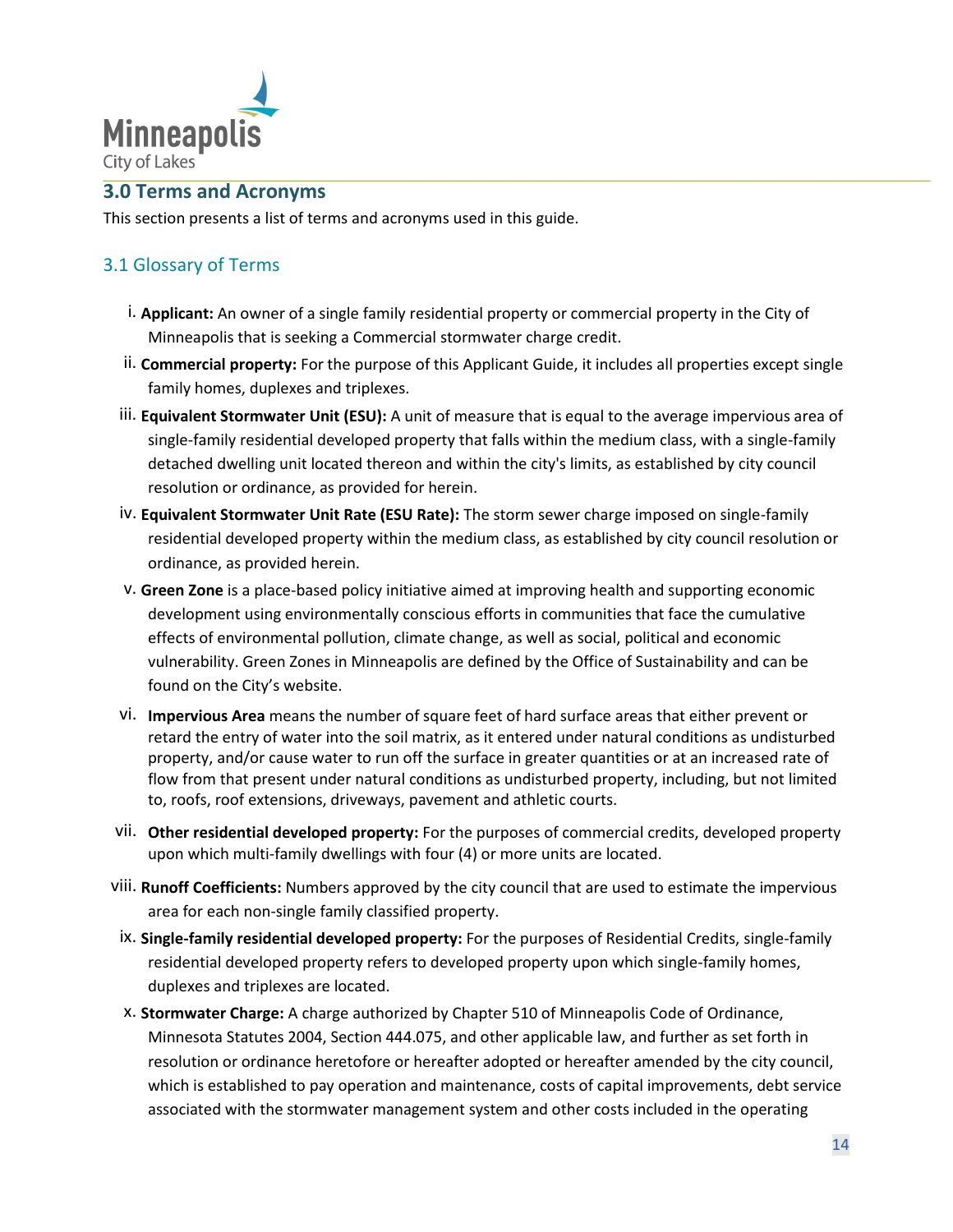## 3.0 Terms and Acronyms

This section presents a list of terms and acronyms used in this guide.

### 3.1 Glossary of Terms

i. **Applicant:** An owner of a single family residential property or commercial property in the City of Minneapolis that is seeking a Commercial stormwater charge credit.

ii. **Commercial property:** For the purpose of this Applicant Guide, it includes all properties except single family homes, duplexes and triplexes.

iii. **Equivalent Stormwater Unit (ESU):** A unit of measure that is equal to the average impervious area of single-family residential developed property that falls within the medium class, with a single-family detached dwelling unit located thereon and within the city's limits, as established by city council resolution or ordinance, as provided for herein.

iv. **Equivalent Stormwater Unit Rate (ESU Rate):** The storm sewer charge imposed on single-family residential developed property within the medium class, as established by city council resolution or ordinance, as provided herein.

v. **Green Zone** is a place-based policy initiative aimed at improving health and supporting economic development using environmentally conscious efforts in communities that face the cumulative effects of environmental pollution, climate change, as well as social, political and economic vulnerability. Green Zones in Minneapolis are defined by the Office of Sustainability and can be found on the City's website.

vi. **Impervious Area** means the number of square feet of hard surface areas that either prevent or retard the entry of water into the soil matrix, as it entered under natural conditions as undisturbed property, and/or cause water to run off the surface in greater quantities or at an increased rate of flow from that present under natural conditions as undisturbed property, including, but not limited to, roofs, roof extensions, driveways, pavement and athletic courts.

vii. **Other residential developed property:** For the purposes of commercial credits, developed property upon which multi-family dwellings with four (4) or more units are located.

viii. **Runoff Coefficients:** Numbers approved by the city council that are used to estimate the impervious area for each non-single family classified property.

ix. **Single-family residential developed property:** For the purposes of Residential Credits, single-family residential developed property refers to developed property upon which single-family homes, duplexes and triplexes are located.

x. **Stormwater Charge:** A charge authorized by Chapter 510 of Minneapolis Code of Ordinance, Minnesota Statutes 2004, Section 444.075, and other applicable law, and further as set forth in resolution or ordinance heretofore or hereafter adopted or hereafter amended by the city council, which is established to pay operation and maintenance, costs of capital improvements, debt service associated with the stormwater management system and other costs included in the operating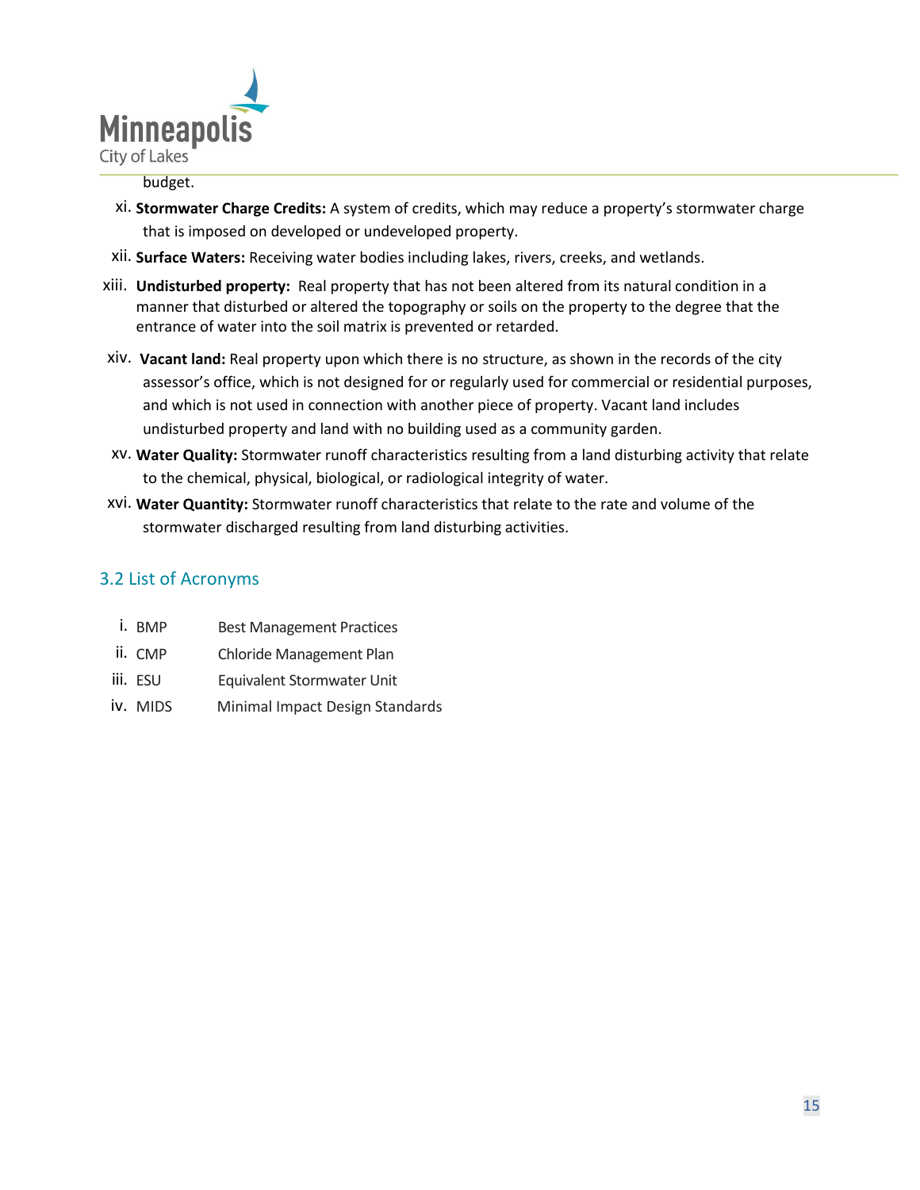budget.

xi. **Stormwater Charge Credits:** A system of credits, which may reduce a property's stormwater charge that is imposed on developed or undeveloped property.

xii. **Surface Waters:** Receiving water bodies including lakes, rivers, creeks, and wetlands.

xiii. **Undisturbed property:** Real property that has not been altered from its natural condition in a manner that disturbed or altered the topography or soils on the property to the degree that the entrance of water into the soil matrix is prevented or retarded.

xiv. **Vacant land:** Real property upon which there is no structure, as shown in the records of the city assessor's office, which is not designed for or regularly used for commercial or residential purposes, and which is not used in connection with another piece of property. Vacant land includes undisturbed property and land with no building used as a community garden.

xv. **Water Quality:** Stormwater runoff characteristics resulting from a land disturbing activity that relate to the chemical, physical, biological, or radiological integrity of water.

xvi. **Water Quantity:** Stormwater runoff characteristics that relate to the rate and volume of the stormwater discharged resulting from land disturbing activities.

## 3.2 List of Acronyms

i. BMP — Best Management Practices

ii. CMP — Chloride Management Plan

iii. ESU — Equivalent Stormwater Unit

iv. MIDS — Minimal Impact Design Standards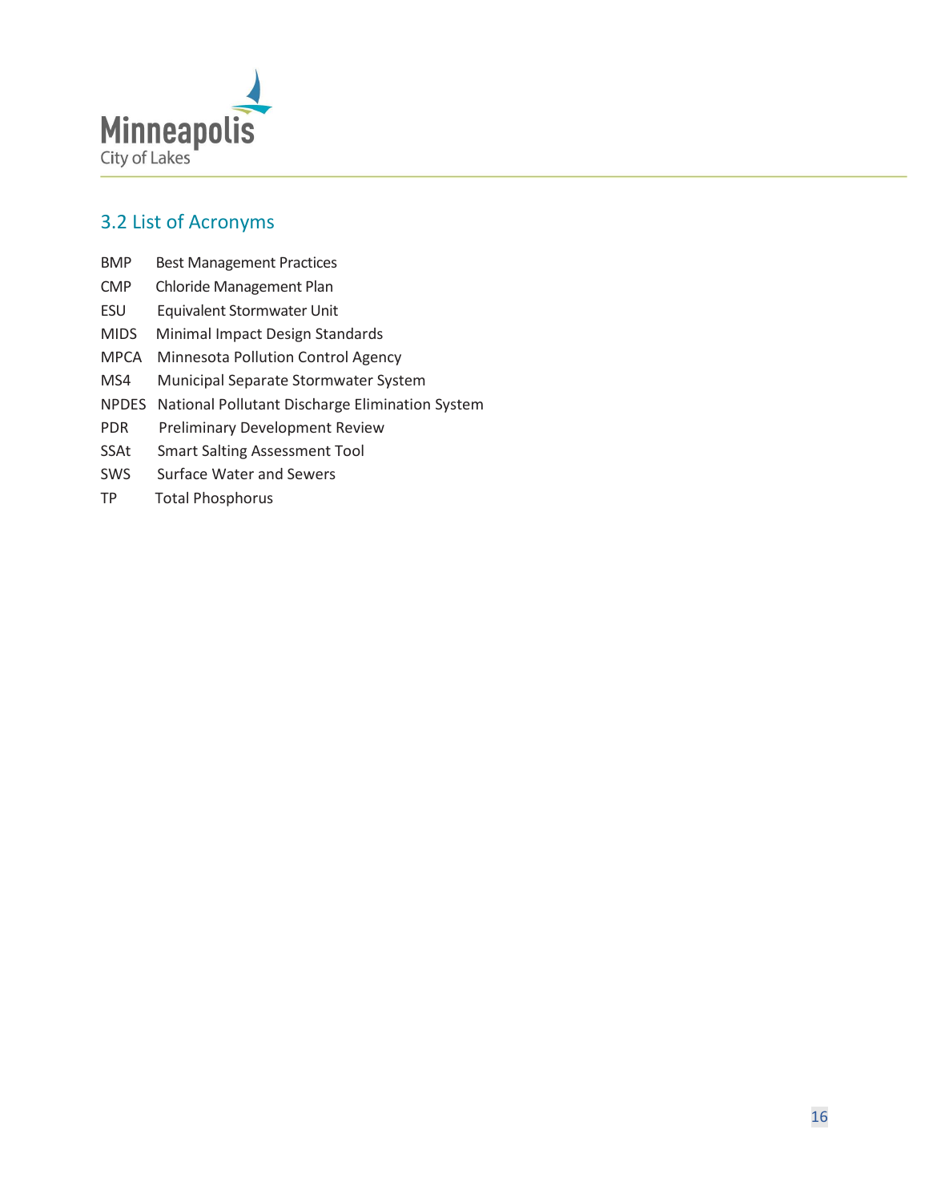## 3.2 List of Acronyms

| Acronym | Definition |
| --- | --- |
| BMP | Best Management Practices |
| CMP | Chloride Management Plan |
| ESU | Equivalent Stormwater Unit |
| MIDS | Minimal Impact Design Standards |
| MPCA | Minnesota Pollution Control Agency |
| MS4 | Municipal Separate Stormwater System |
| NPDES | National Pollutant Discharge Elimination System |
| PDR | Preliminary Development Review |
| SSAt | Smart Salting Assessment Tool |
| SWS | Surface Water and Sewers |
| TP | Total Phosphorus |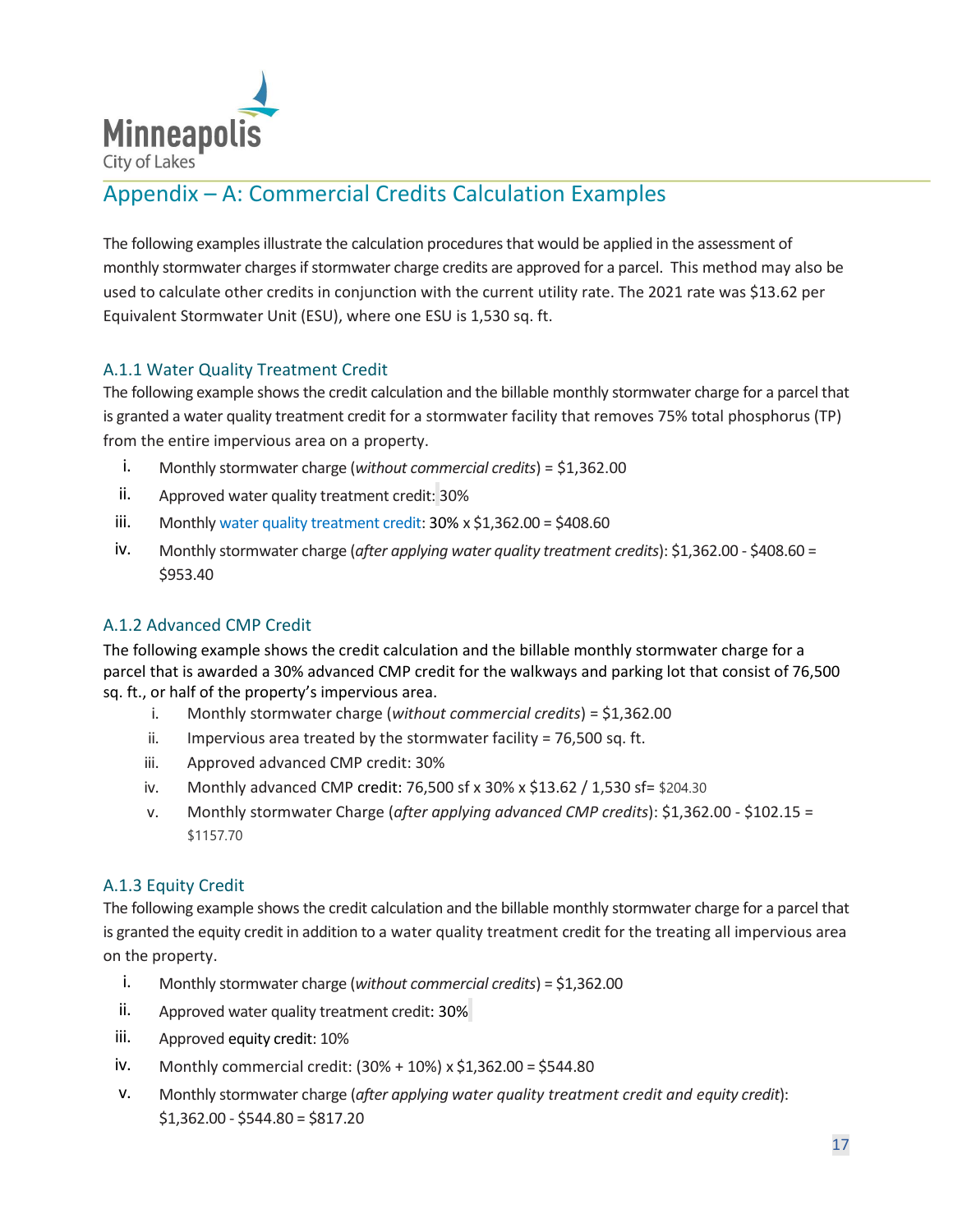# Appendix – A: Commercial Credits Calculation Examples

The following examples illustrate the calculation procedures that would be applied in the assessment of monthly stormwater charges if stormwater charge credits are approved for a parcel. This method may also be used to calculate other credits in conjunction with the current utility rate. The 2021 rate was $13.62 per Equivalent Stormwater Unit (ESU), where one ESU is 1,530 sq. ft.

## A.1.1 Water Quality Treatment Credit

The following example shows the credit calculation and the billable monthly stormwater charge for a parcel that is granted a water quality treatment credit for a stormwater facility that removes 75% total phosphorus (TP) from the entire impervious area on a property.

i. Monthly stormwater charge (*without commercial credits*) = $1,362.00
ii. Approved water quality treatment credit: 30%
iii. Monthly water quality treatment credit: 30% x $1,362.00 = $408.60
iv. Monthly stormwater charge (*after applying water quality treatment credits*): $1,362.00 - $408.60 = $953.40

## A.1.2 Advanced CMP Credit

The following example shows the credit calculation and the billable monthly stormwater charge for a parcel that is awarded a 30% advanced CMP credit for the walkways and parking lot that consist of 76,500 sq. ft., or half of the property's impervious area.

i. Monthly stormwater charge (*without commercial credits*) = $1,362.00
ii. Impervious area treated by the stormwater facility = 76,500 sq. ft.
iii. Approved advanced CMP credit: 30%
iv. Monthly advanced CMP credit: 76,500 sf x 30% x $13.62 / 1,530 sf= $204.30
v. Monthly stormwater Charge (*after applying advanced CMP credits*): $1,362.00 - $102.15 = $1157.70

## A.1.3 Equity Credit

The following example shows the credit calculation and the billable monthly stormwater charge for a parcel that is granted the equity credit in addition to a water quality treatment credit for the treating all impervious area on the property.

i. Monthly stormwater charge (*without commercial credits*) = $1,362.00
ii. Approved water quality treatment credit: 30%
iii. Approved equity credit: 10%
iv. Monthly commercial credit: (30% + 10%) x $1,362.00 = $544.80
v. Monthly stormwater charge (*after applying water quality treatment credit and equity credit*): $1,362.00 - $544.80 = $817.20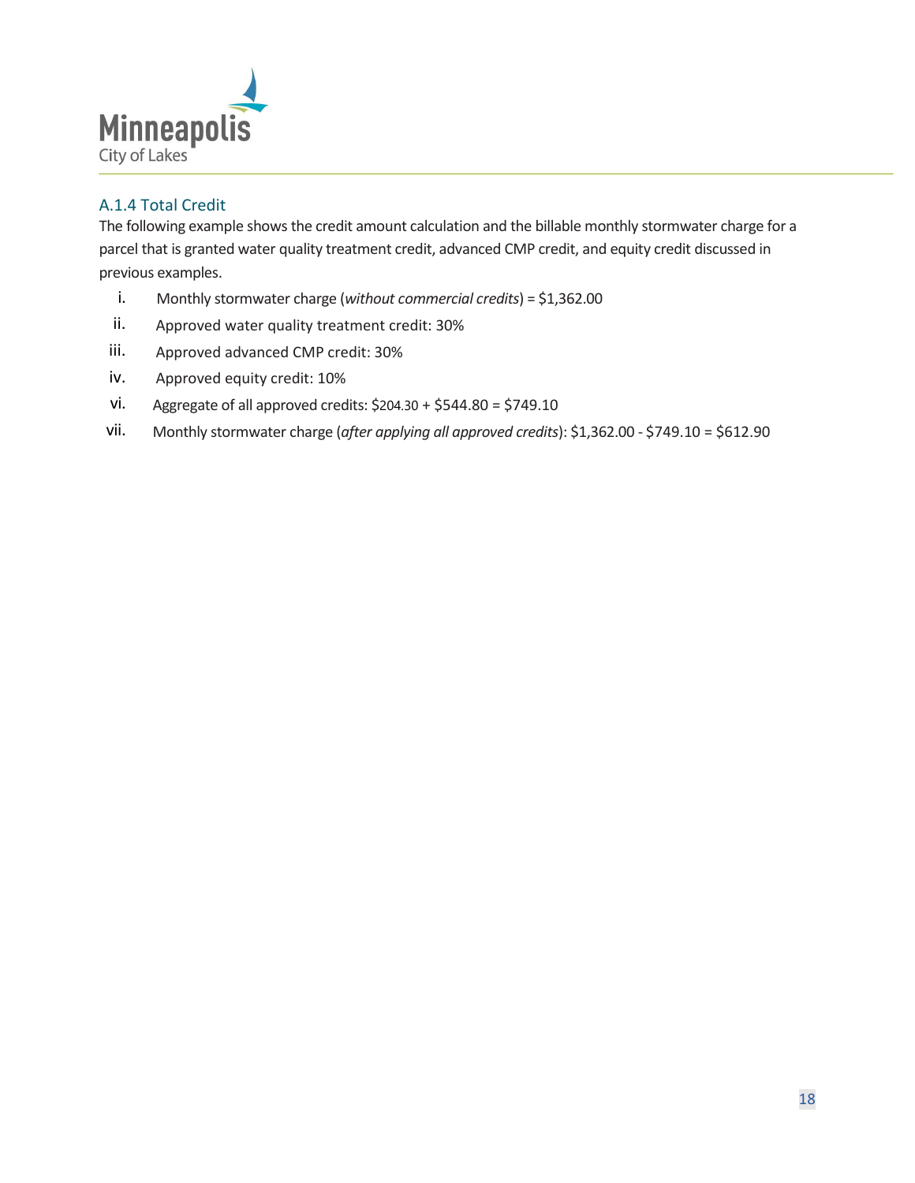### A.1.4 Total Credit

The following example shows the credit amount calculation and the billable monthly stormwater charge for a parcel that is granted water quality treatment credit, advanced CMP credit, and equity credit discussed in previous examples.

i. Monthly stormwater charge (*without commercial credits*) = $1,362.00

ii. Approved water quality treatment credit: 30%

iii. Approved advanced CMP credit: 30%

iv. Approved equity credit: 10%

vi. Aggregate of all approved credits: $204.30 + $544.80 = $749.10

vii. Monthly stormwater charge (*after applying all approved credits*): $1,362.00 - $749.10 = $612.90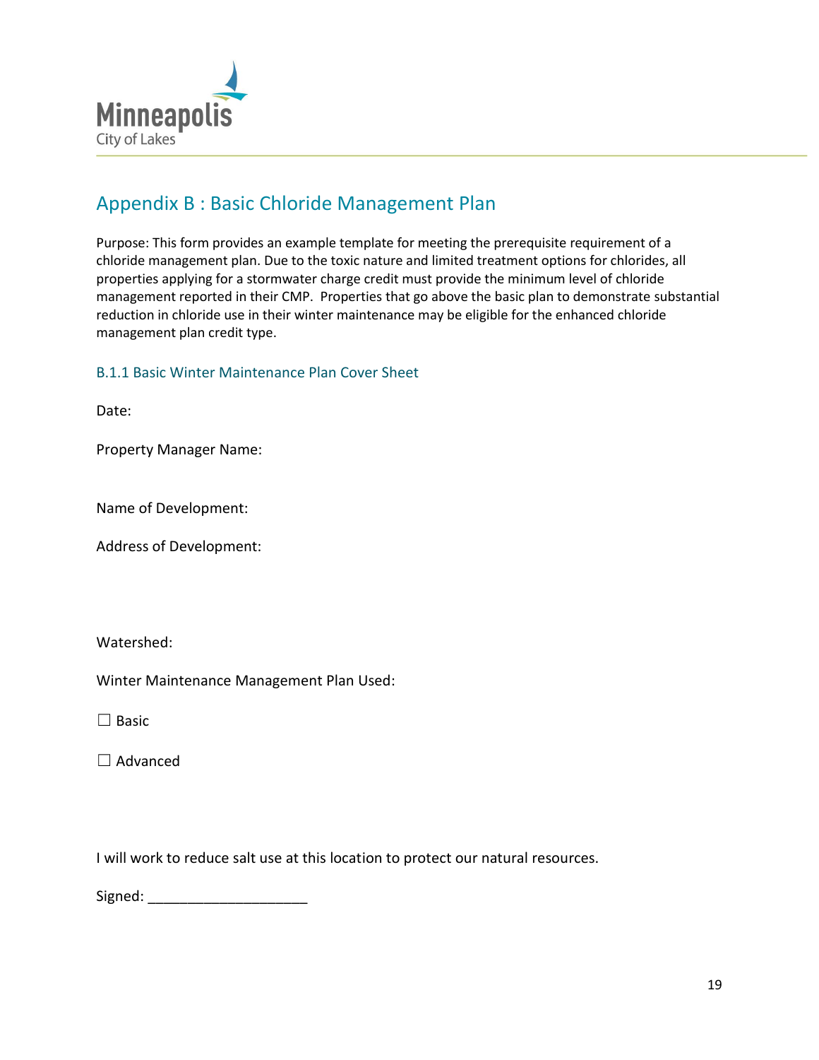## Appendix B : Basic Chloride Management Plan

Purpose: This form provides an example template for meeting the prerequisite requirement of a chloride management plan. Due to the toxic nature and limited treatment options for chlorides, all properties applying for a stormwater charge credit must provide the minimum level of chloride management reported in their CMP. Properties that go above the basic plan to demonstrate substantial reduction in chloride use in their winter maintenance may be eligible for the enhanced chloride management plan credit type.

### B.1.1 Basic Winter Maintenance Plan Cover Sheet

Date:

Property Manager Name:

Name of Development:

Address of Development:

Watershed:

Winter Maintenance Management Plan Used:

☐ Basic

☐ Advanced

I will work to reduce salt use at this location to protect our natural resources.

Signed: ____________________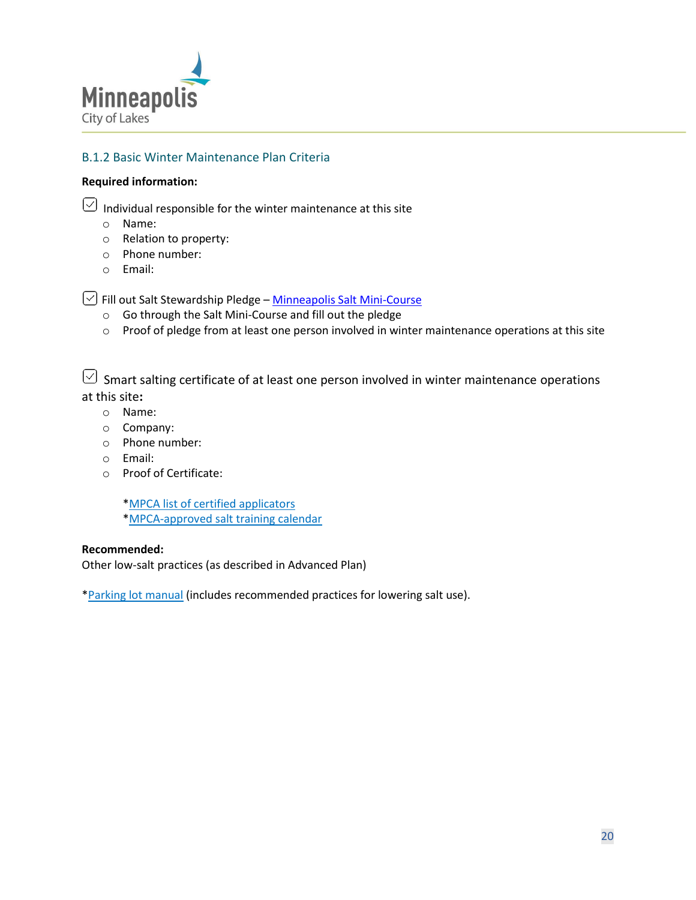## B.1.2 Basic Winter Maintenance Plan Criteria

**Required information:**

- [x] Individual responsible for the winter maintenance at this site
  - Name:
  - Relation to property:
  - Phone number:
  - Email:

- [x] Fill out Salt Stewardship Pledge – Minneapolis Salt Mini-Course
  - Go through the Salt Mini-Course and fill out the pledge
  - Proof of pledge from at least one person involved in winter maintenance operations at this site

- [x] Smart salting certificate of at least one person involved in winter maintenance operations at this site**:**
  - Name:
  - Company:
  - Phone number:
  - Email:
  - Proof of Certificate:

    *MPCA list of certified applicators
    *MPCA-approved salt training calendar

**Recommended:**
Other low-salt practices (as described in Advanced Plan)

*Parking lot manual (includes recommended practices for lowering salt use).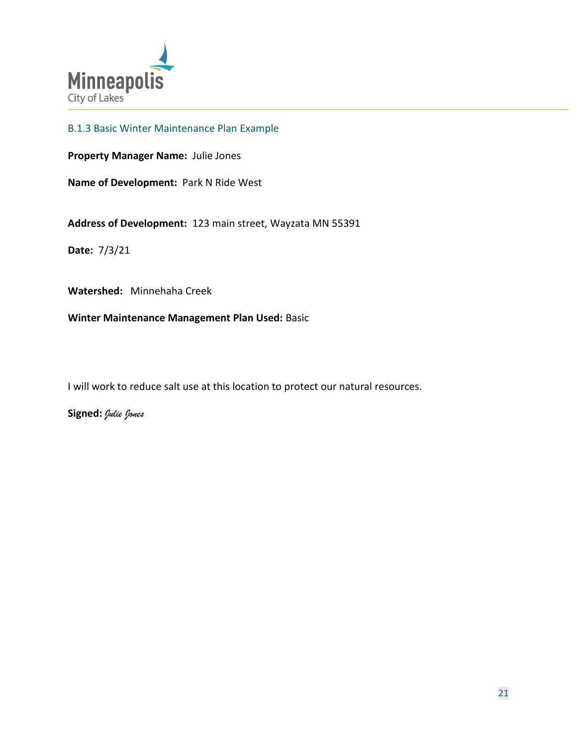## B.1.3 Basic Winter Maintenance Plan Example

**Property Manager Name:** Julie Jones

**Name of Development:** Park N Ride West

**Address of Development:** 123 main street, Wayzata MN 55391

**Date:** 7/3/21

**Watershed:** Minnehaha Creek

**Winter Maintenance Management Plan Used:** Basic

I will work to reduce salt use at this location to protect our natural resources.

**Signed:** *Julie Jones*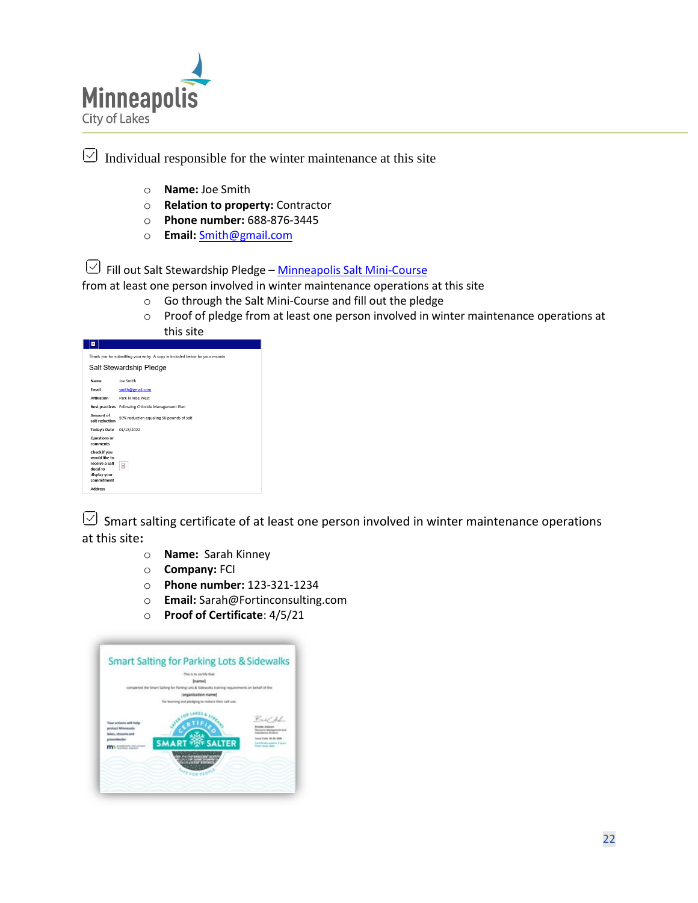☑ Individual responsible for the winter maintenance at this site

- **Name:** Joe Smith
- **Relation to property:** Contractor
- **Phone number:** 688-876-3445
- **Email:** Smith@gmail.com

☑ Fill out Salt Stewardship Pledge – Minneapolis Salt Mini-Course
from at least one person involved in winter maintenance operations at this site

- Go through the Salt Mini-Course and fill out the pledge
- Proof of pledge from at least one person involved in winter maintenance operations at this site

Thank you for submitting your entry. A copy is included below for your records.

Salt Stewardship Pledge

| | |
|---|---|
| Name | Joe Smith |
| Email | smith@gmail.com |
| Affiliation | Park N Ride West |
| Best practices | Following Chloride Management Plan |
| Amount of salt reduction | 50% reduction equaling 50 pounds of salt |
| Today's Date | 01/18/2022 |
| Questions or comments | |
| Check if you would like to receive a salt decal to display your commitment | |
| Address | |

☑ Smart salting certificate of at least one person involved in winter maintenance operations at this site:

- **Name:** Sarah Kinney
- **Company:** FCI
- **Phone number:** 123-321-1234
- **Email:** Sarah@Fortinconsulting.com
- **Proof of Certificate**: 4/5/21

Smart Salting for Parking Lots & Sidewalks

This is to certify that [name] completed the Smart Salting for Parking Lots & Sidewalks training requirements on behalf of the [organization name] for learning and pledging to reduce their salt use.

Your actions will help protect Minnesota lakes, streams and groundwater

SMART SALTER — CERTIFIED — SAFE FOR LAKES & STREAMS — SAFE FOR PEOPLE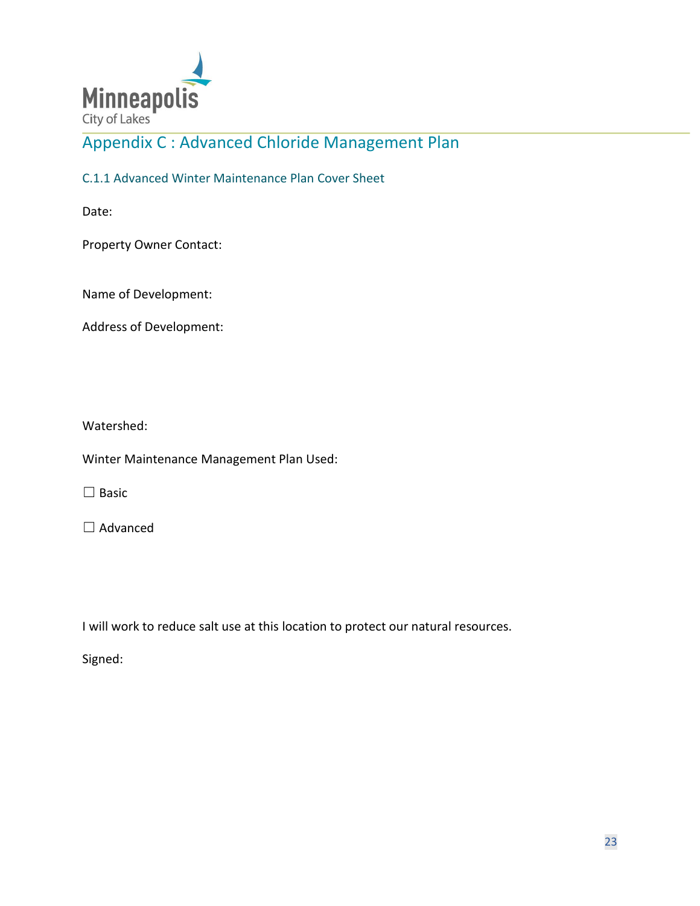# Appendix C : Advanced Chloride Management Plan

## C.1.1 Advanced Winter Maintenance Plan Cover Sheet

Date:

Property Owner Contact:

Name of Development:

Address of Development:

Watershed:

Winter Maintenance Management Plan Used:

☐ Basic

☐ Advanced

I will work to reduce salt use at this location to protect our natural resources.

Signed: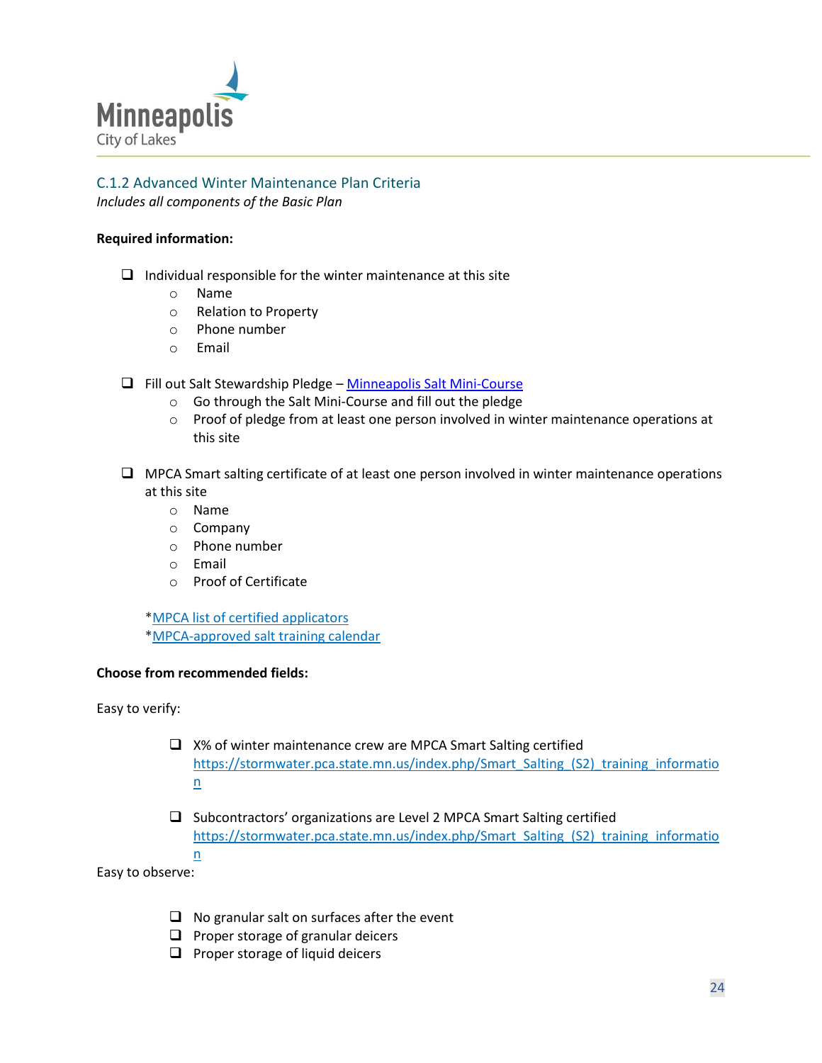## C.1.2 Advanced Winter Maintenance Plan Criteria

*Includes all components of the Basic Plan*

**Required information:**

- ☐ Individual responsible for the winter maintenance at this site
  - Name
  - Relation to Property
  - Phone number
  - Email

- ☐ Fill out Salt Stewardship Pledge – [Minneapolis Salt Mini-Course]()
  - Go through the Salt Mini-Course and fill out the pledge
  - Proof of pledge from at least one person involved in winter maintenance operations at this site

- ☐ MPCA Smart salting certificate of at least one person involved in winter maintenance operations at this site
  - Name
  - Company
  - Phone number
  - Email
  - Proof of Certificate

  *[MPCA list of certified applicators]()
  *[MPCA-approved salt training calendar]()

**Choose from recommended fields:**

Easy to verify:

- ☐ X% of winter maintenance crew are MPCA Smart Salting certified
  https://stormwater.pca.state.mn.us/index.php/Smart_Salting_(S2)_training_information

- ☐ Subcontractors' organizations are Level 2 MPCA Smart Salting certified
  https://stormwater.pca.state.mn.us/index.php/Smart_Salting_(S2)_training_information

Easy to observe:

- ☐ No granular salt on surfaces after the event
- ☐ Proper storage of granular deicers
- ☐ Proper storage of liquid deicers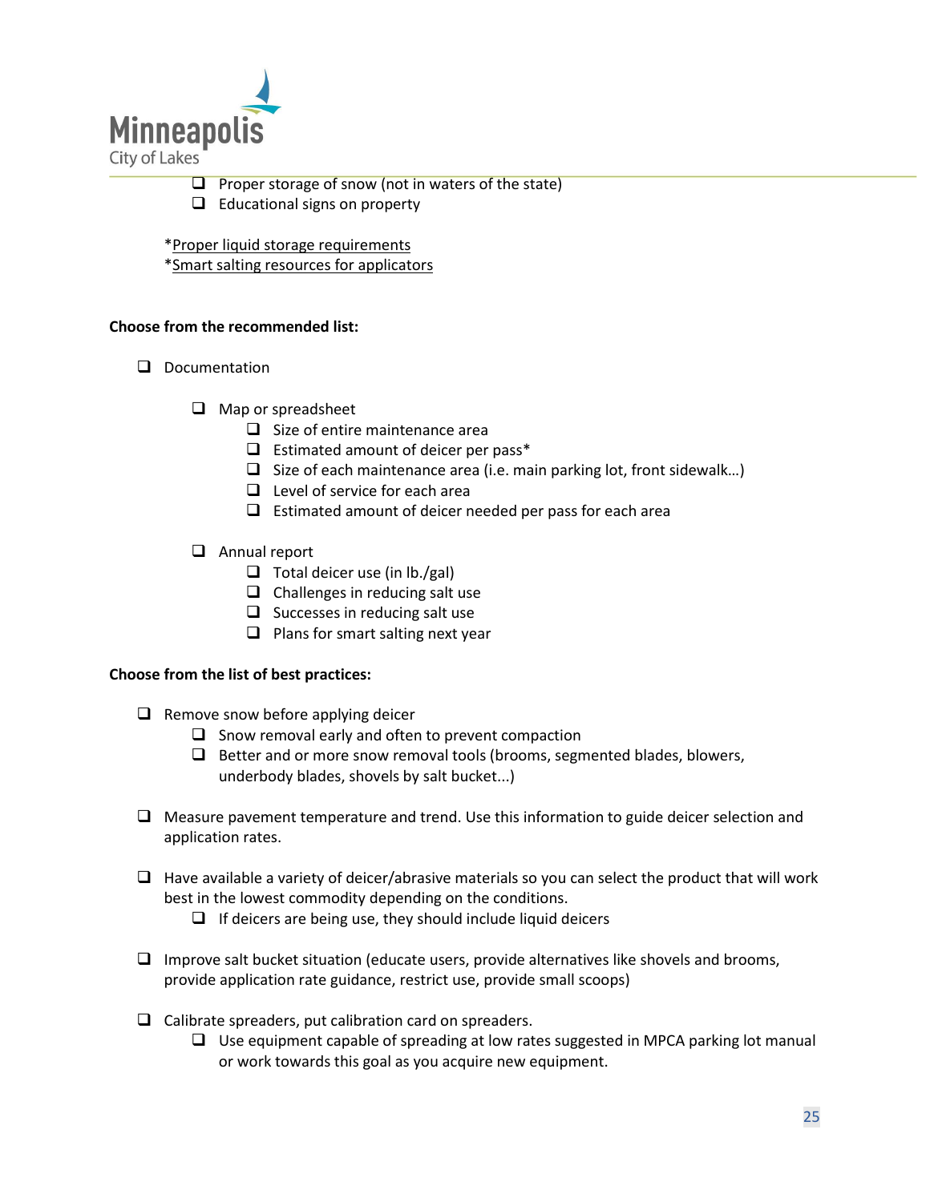- [ ] Proper storage of snow (not in waters of the state)
- [ ] Educational signs on property

*Proper liquid storage requirements
*Smart salting resources for applicators

**Choose from the recommended list:**

- [ ] Documentation
  - [ ] Map or spreadsheet
    - [ ] Size of entire maintenance area
    - [ ] Estimated amount of deicer per pass*
    - [ ] Size of each maintenance area (i.e. main parking lot, front sidewalk…)
    - [ ] Level of service for each area
    - [ ] Estimated amount of deicer needed per pass for each area
  - [ ] Annual report
    - [ ] Total deicer use (in lb./gal)
    - [ ] Challenges in reducing salt use
    - [ ] Successes in reducing salt use
    - [ ] Plans for smart salting next year

**Choose from the list of best practices:**

- [ ] Remove snow before applying deicer
  - [ ] Snow removal early and often to prevent compaction
  - [ ] Better and or more snow removal tools (brooms, segmented blades, blowers, underbody blades, shovels by salt bucket...)
- [ ] Measure pavement temperature and trend. Use this information to guide deicer selection and application rates.
- [ ] Have available a variety of deicer/abrasive materials so you can select the product that will work best in the lowest commodity depending on the conditions.
  - [ ] If deicers are being use, they should include liquid deicers
- [ ] Improve salt bucket situation (educate users, provide alternatives like shovels and brooms, provide application rate guidance, restrict use, provide small scoops)
- [ ] Calibrate spreaders, put calibration card on spreaders.
  - [ ] Use equipment capable of spreading at low rates suggested in MPCA parking lot manual or work towards this goal as you acquire new equipment.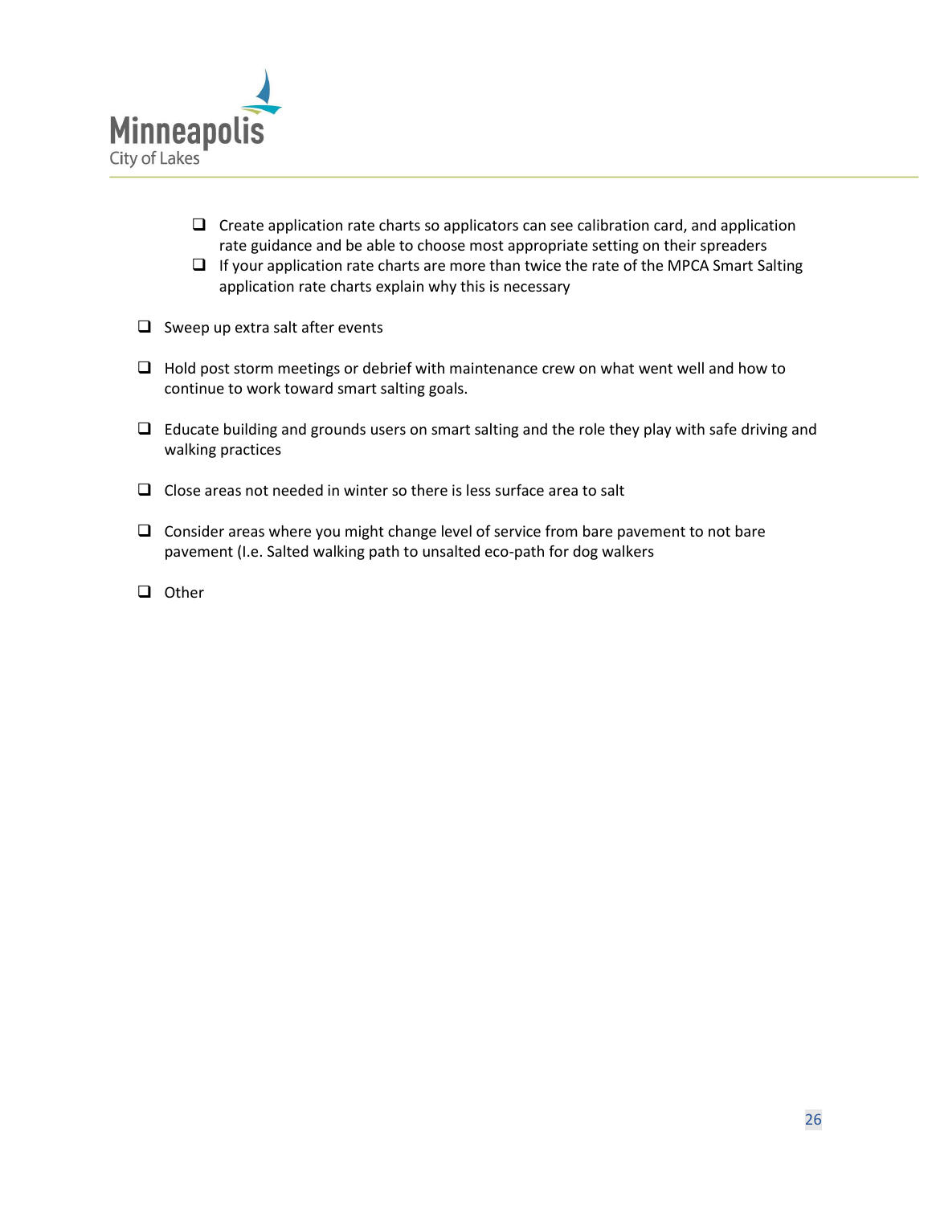- [ ] Create application rate charts so applicators can see calibration card, and application rate guidance and be able to choose most appropriate setting on their spreaders
  - [ ] If your application rate charts are more than twice the rate of the MPCA Smart Salting application rate charts explain why this is necessary

- [ ] Sweep up extra salt after events

- [ ] Hold post storm meetings or debrief with maintenance crew on what went well and how to continue to work toward smart salting goals.

- [ ] Educate building and grounds users on smart salting and the role they play with safe driving and walking practices

- [ ] Close areas not needed in winter so there is less surface area to salt

- [ ] Consider areas where you might change level of service from bare pavement to not bare pavement (I.e. Salted walking path to unsalted eco-path for dog walkers

- [ ] Other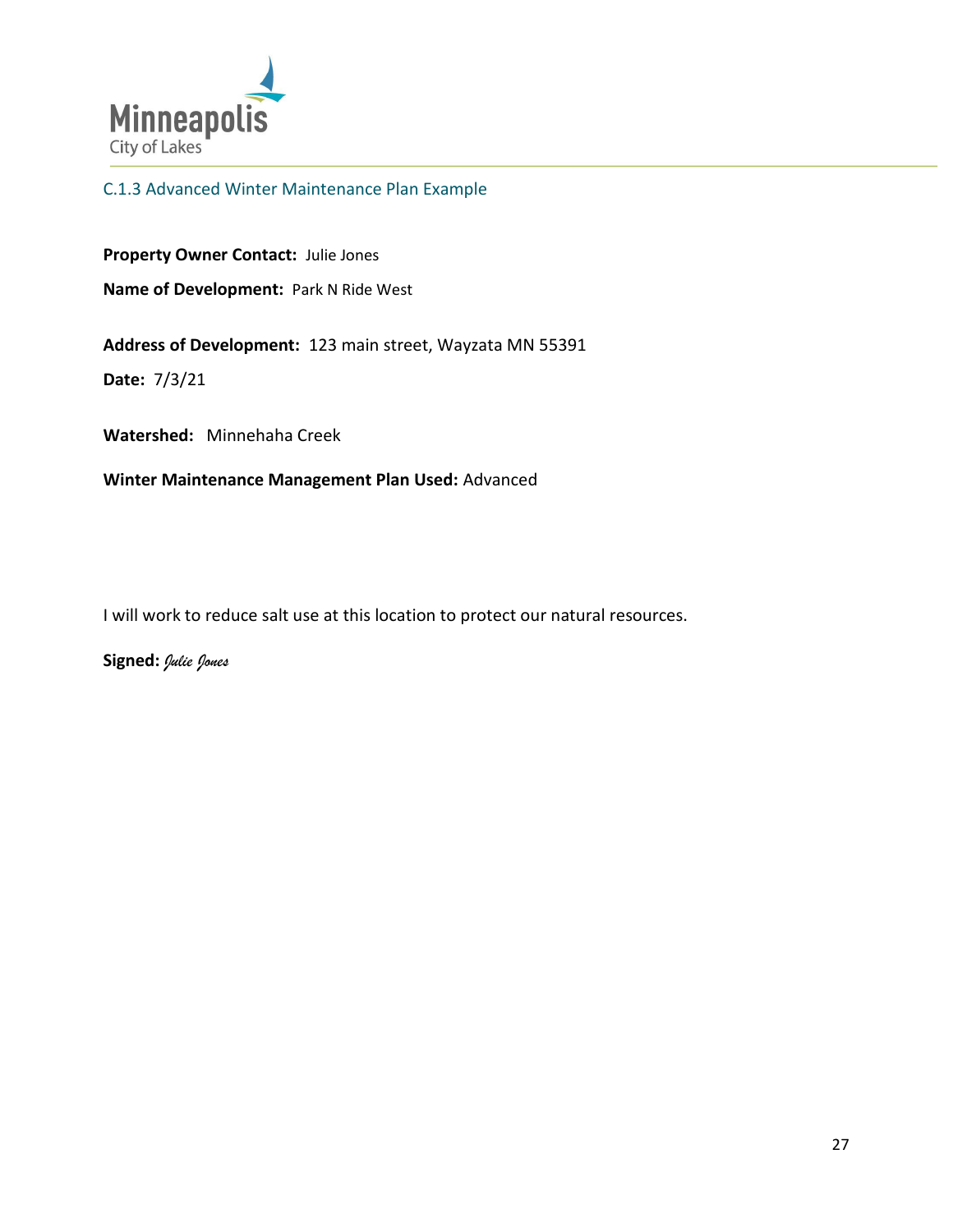Minneapolis
City of Lakes

## C.1.3 Advanced Winter Maintenance Plan Example

**Property Owner Contact:** Julie Jones

**Name of Development:** Park N Ride West

**Address of Development:** 123 main street, Wayzata MN 55391

**Date:** 7/3/21

**Watershed:** Minnehaha Creek

**Winter Maintenance Management Plan Used:** Advanced

I will work to reduce salt use at this location to protect our natural resources.

**Signed:** *Julie Jones*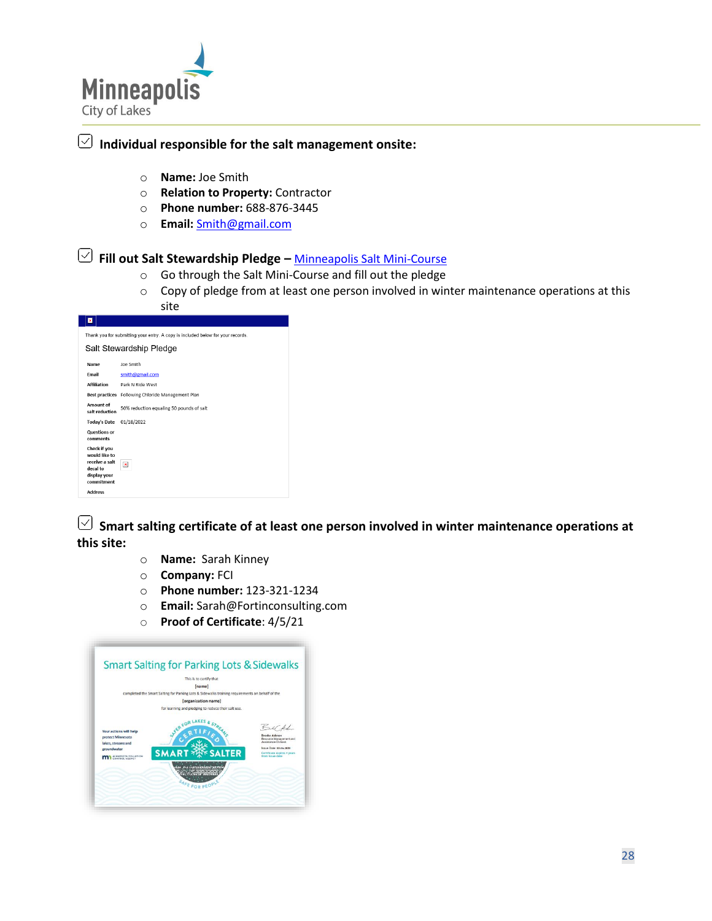☑ **Individual responsible for the salt management onsite:**

- **Name:** Joe Smith
- **Relation to Property:** Contractor
- **Phone number:** 688-876-3445
- **Email:** Smith@gmail.com

☑ **Fill out Salt Stewardship Pledge –** Minneapolis Salt Mini-Course

- Go through the Salt Mini-Course and fill out the pledge
- Copy of pledge from at least one person involved in winter maintenance operations at this site

Thank you for submitting your entry. A copy is included below for your records.

Salt Stewardship Pledge

| | |
|---|---|
| Name | Joe Smith |
| Email | smith@gmail.com |
| Affiliation | Park N Ride West |
| Best practices | Following Chloride Management Plan |
| Amount of salt reduction | 50% reduction equaling 50 pounds of salt |
| Today's Date | 01/18/2022 |
| Questions or comments | |
| Check if you would like to receive a salt decal to display your commitment | |
| Address | |

☑ **Smart salting certificate of at least one person involved in winter maintenance operations at this site:**

- **Name:** Sarah Kinney
- **Company:** FCI
- **Phone number:** 123-321-1234
- **Email:** Sarah@Fortinconsulting.com
- **Proof of Certificate**: 4/5/21

Smart Salting for Parking Lots & Sidewalks

This is to certify that
[name]
completed the Smart Salting for Parking Lots & Sidewalks training requirements on behalf of the
[organization name]
for learning and pledging to reduce their salt use.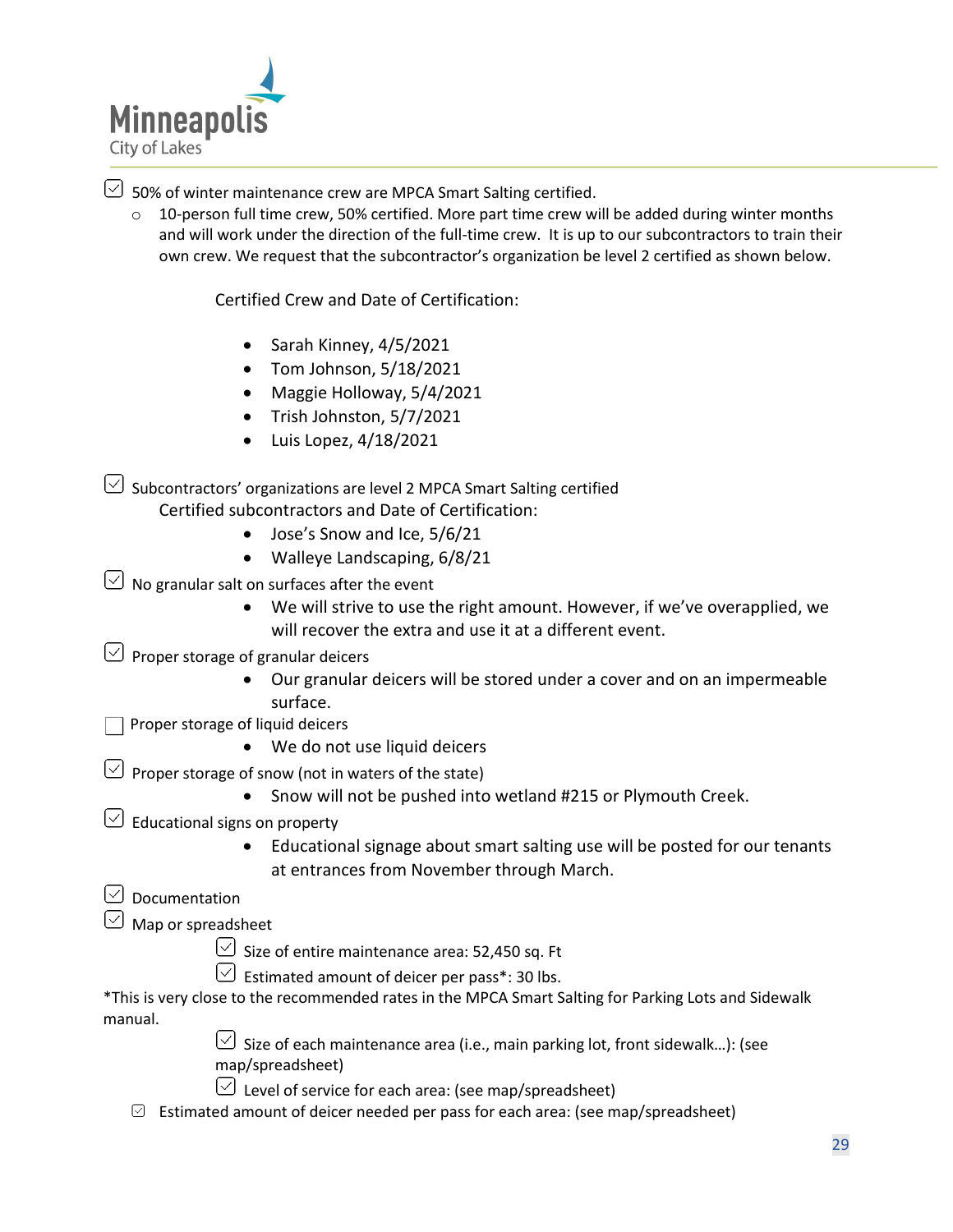- [x] 50% of winter maintenance crew are MPCA Smart Salting certified.
    - 10-person full time crew, 50% certified. More part time crew will be added during winter months and will work under the direction of the full-time crew. It is up to our subcontractors to train their own crew. We request that the subcontractor's organization be level 2 certified as shown below.

    Certified Crew and Date of Certification:

    - Sarah Kinney, 4/5/2021
    - Tom Johnson, 5/18/2021
    - Maggie Holloway, 5/4/2021
    - Trish Johnston, 5/7/2021
    - Luis Lopez, 4/18/2021

- [x] Subcontractors' organizations are level 2 MPCA Smart Salting certified

    Certified subcontractors and Date of Certification:

    - Jose's Snow and Ice, 5/6/21
    - Walleye Landscaping, 6/8/21

- [x] No granular salt on surfaces after the event
    - We will strive to use the right amount. However, if we've overapplied, we will recover the extra and use it at a different event.
- [x] Proper storage of granular deicers
    - Our granular deicers will be stored under a cover and on an impermeable surface.
- [ ] Proper storage of liquid deicers
    - We do not use liquid deicers
- [x] Proper storage of snow (not in waters of the state)
    - Snow will not be pushed into wetland #215 or Plymouth Creek.
- [x] Educational signs on property
    - Educational signage about smart salting use will be posted for our tenants at entrances from November through March.
- [x] Documentation
- [x] Map or spreadsheet
    - [x] Size of entire maintenance area: 52,450 sq. Ft
    - [x] Estimated amount of deicer per pass*: 30 lbs.

*This is very close to the recommended rates in the MPCA Smart Salting for Parking Lots and Sidewalk manual.

- [x] Size of each maintenance area (i.e., main parking lot, front sidewalk…): (see map/spreadsheet)
- [x] Level of service for each area: (see map/spreadsheet)
- [x] Estimated amount of deicer needed per pass for each area: (see map/spreadsheet)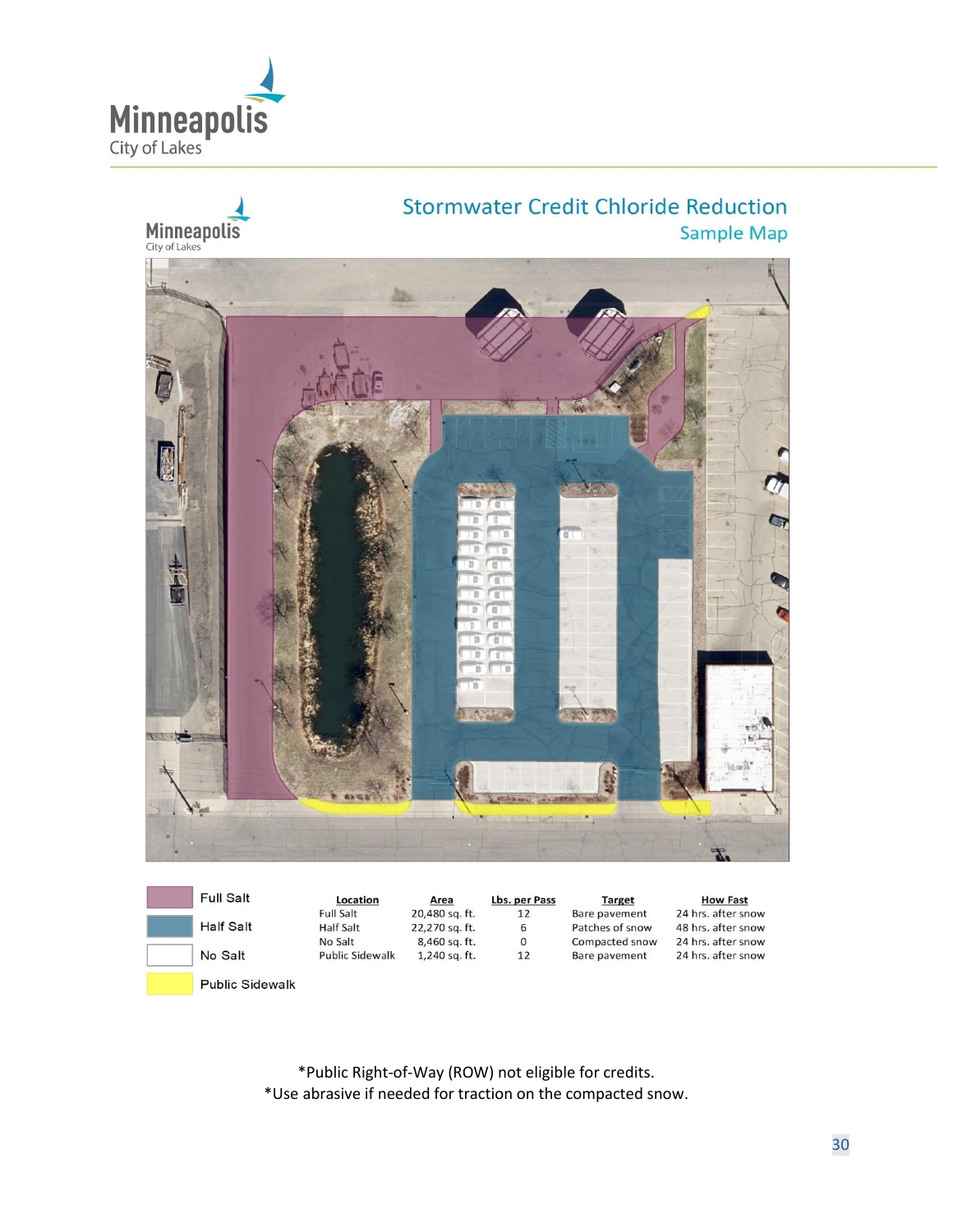## Stormwater Credit Chloride Reduction

### Sample Map

Full Salt

Half Salt

No Salt

Public Sidewalk

| Location | Area | Lbs. per Pass | Target | How Fast |
|---|---|---|---|---|
| Full Salt | 20,480 sq. ft. | 12 | Bare pavement | 24 hrs. after snow |
| Half Salt | 22,270 sq. ft. | 6 | Patches of snow | 48 hrs. after snow |
| No Salt | 8,460 sq. ft. | 0 | Compacted snow | 24 hrs. after snow |
| Public Sidewalk | 1,240 sq. ft. | 12 | Bare pavement | 24 hrs. after snow |

*Public Right-of-Way (ROW) not eligible for credits.

*Use abrasive if needed for traction on the compacted snow.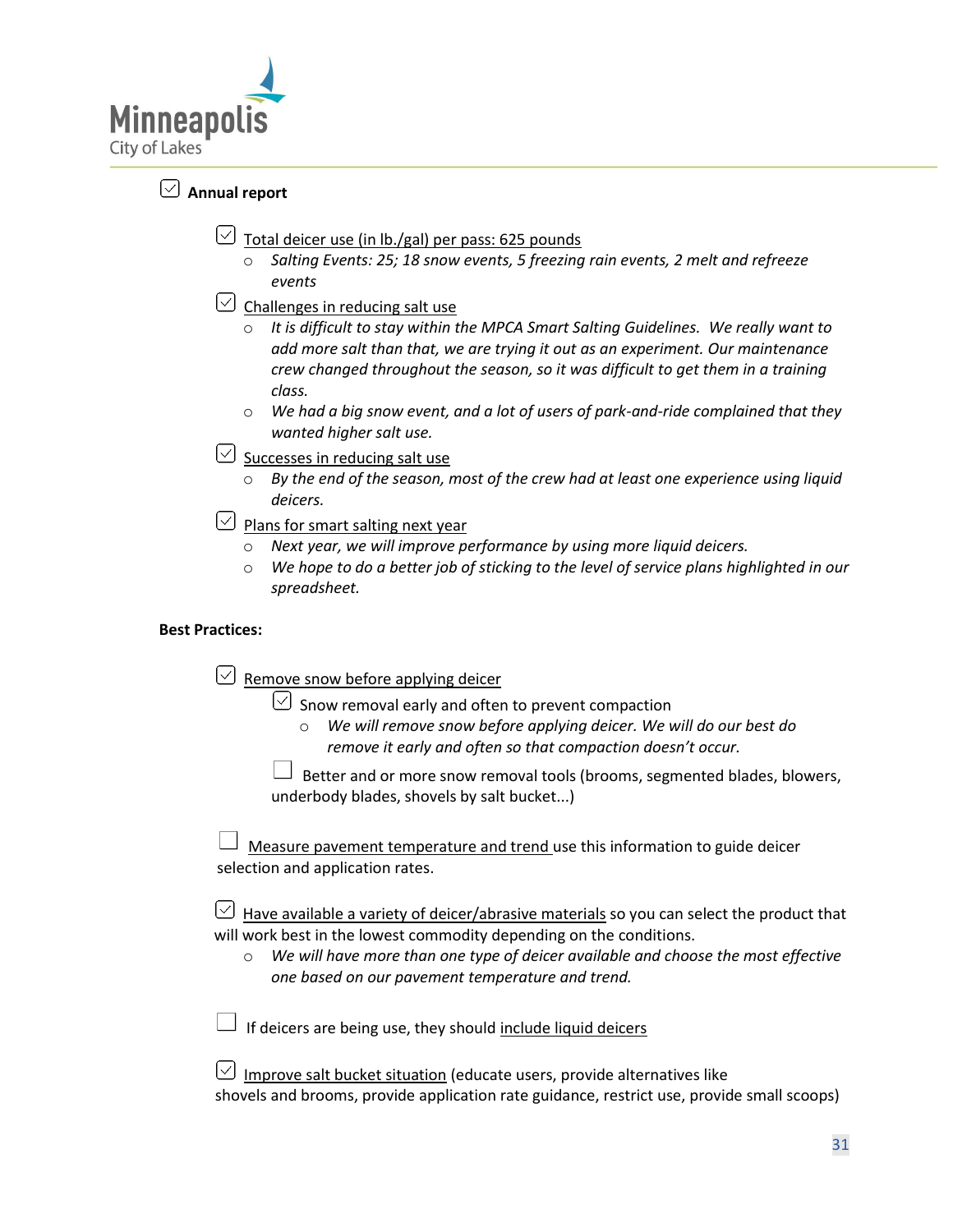- [x] **Annual report**

  - [x] Total deicer use (in lb./gal) per pass: 625 pounds
    - *Salting Events: 25; 18 snow events, 5 freezing rain events, 2 melt and refreeze events*
  - [x] Challenges in reducing salt use
    - *It is difficult to stay within the MPCA Smart Salting Guidelines. We really want to add more salt than that, we are trying it out as an experiment. Our maintenance crew changed throughout the season, so it was difficult to get them in a training class.*
    - *We had a big snow event, and a lot of users of park-and-ride complained that they wanted higher salt use.*
  - [x] Successes in reducing salt use
    - *By the end of the season, most of the crew had at least one experience using liquid deicers.*
  - [x] Plans for smart salting next year
    - *Next year, we will improve performance by using more liquid deicers.*
    - *We hope to do a better job of sticking to the level of service plans highlighted in our spreadsheet.*

**Best Practices:**

- [x] Remove snow before applying deicer
  - [x] Snow removal early and often to prevent compaction
    - *We will remove snow before applying deicer. We will do our best do remove it early and often so that compaction doesn't occur.*
  - [ ] Better and or more snow removal tools (brooms, segmented blades, blowers, underbody blades, shovels by salt bucket...)

- [ ] Measure pavement temperature and trend use this information to guide deicer selection and application rates.

- [x] Have available a variety of deicer/abrasive materials so you can select the product that will work best in the lowest commodity depending on the conditions.
  - *We will have more than one type of deicer available and choose the most effective one based on our pavement temperature and trend.*

- [ ] If deicers are being use, they should include liquid deicers

- [x] Improve salt bucket situation (educate users, provide alternatives like shovels and brooms, provide application rate guidance, restrict use, provide small scoops)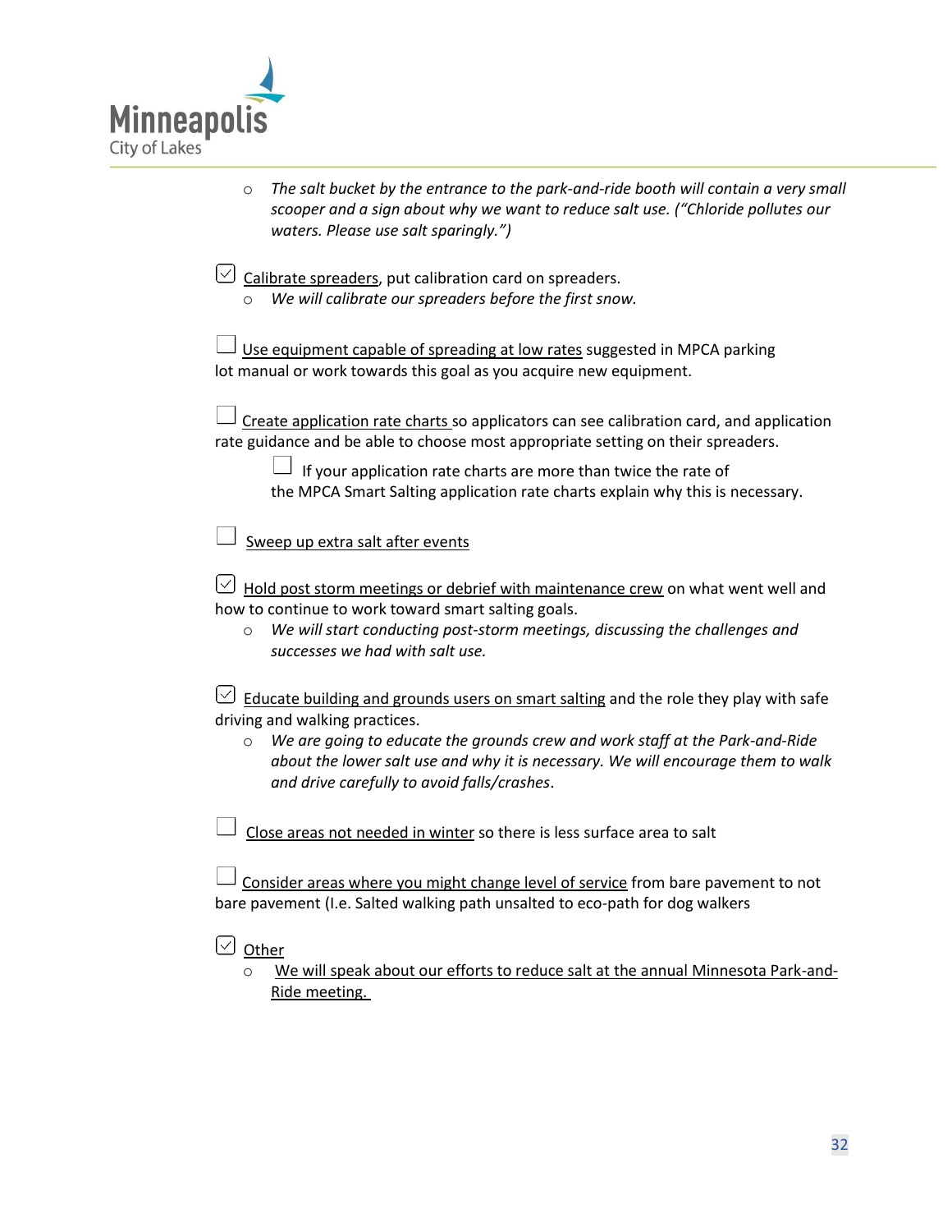- *The salt bucket by the entrance to the park-and-ride booth will contain a very small scooper and a sign about why we want to reduce salt use. ("Chloride pollutes our waters. Please use salt sparingly.")*

☑ Calibrate spreaders, put calibration card on spreaders.
- *We will calibrate our spreaders before the first snow.*

☐ Use equipment capable of spreading at low rates suggested in MPCA parking lot manual or work towards this goal as you acquire new equipment.

☐ Create application rate charts so applicators can see calibration card, and application rate guidance and be able to choose most appropriate setting on their spreaders.

  ☐ If your application rate charts are more than twice the rate of the MPCA Smart Salting application rate charts explain why this is necessary.

☐ Sweep up extra salt after events

☑ Hold post storm meetings or debrief with maintenance crew on what went well and how to continue to work toward smart salting goals.
- *We will start conducting post-storm meetings, discussing the challenges and successes we had with salt use.*

☑ Educate building and grounds users on smart salting and the role they play with safe driving and walking practices.
- *We are going to educate the grounds crew and work staff at the Park-and-Ride about the lower salt use and why it is necessary. We will encourage them to walk and drive carefully to avoid falls/crashes.*

☐ Close areas not needed in winter so there is less surface area to salt

☐ Consider areas where you might change level of service from bare pavement to not bare pavement (I.e. Salted walking path unsalted to eco-path for dog walkers

☑ Other
- We will speak about our efforts to reduce salt at the annual Minnesota Park-and-Ride meeting.